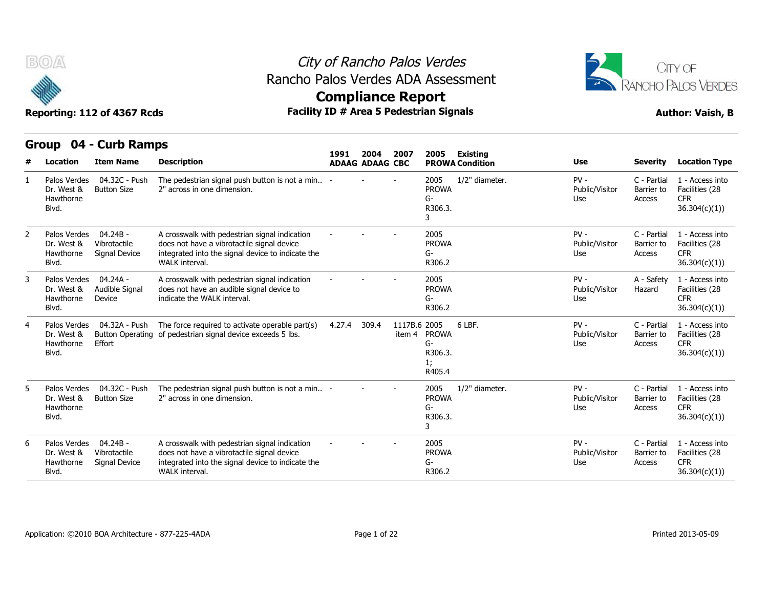# City of Rancho Palos Verdes

## Rancho Palos Verdes ADA Assessment

## Compliance Report

**Reporting: 112 of 4367 Rcds** | **Facility ID # Area 5 Pedestrian Signals** | **Author: Vaish, B**

### Group 04 - Curb Ramps

| # | Location | Item Name | Description | 1991 ADAAG | 2004 ADAAG | 2007 CBC | 2005 PROWA | Existing Condition | Use | Severity | Location Type |
|---|---|---|---|---|---|---|---|---|---|---|---|
| 1 | Palos Verdes Dr. West & Hawthorne Blvd. | 04.32C - Push Button Size | The pedestrian signal push button is not a min.. 2" across in one dimension. | - | - | - | 2005 PROWA G-R306.3.3 | 1/2" diameter. | PV - Public/Visitor Use | C - Partial Barrier to Access | 1 - Access into Facilities (28 CFR 36.304(c)(1)) |
| 2 | Palos Verdes Dr. West & Hawthorne Blvd. | 04.24B - Vibrotactile Signal Device | A crosswalk with pedestrian signal indication does not have a vibrotactile signal device integrated into the signal device to indicate the WALK interval. | - | - | - | 2005 PROWA G-R306.2 | | PV - Public/Visitor Use | C - Partial Barrier to Access | 1 - Access into Facilities (28 CFR 36.304(c)(1)) |
| 3 | Palos Verdes Dr. West & Hawthorne Blvd. | 04.24A - Audible Signal Device | A crosswalk with pedestrian signal indication does not have an audible signal device to indicate the WALK interval. | - | - | - | 2005 PROWA G-R306.2 | | PV - Public/Visitor Use | A - Safety Hazard | 1 - Access into Facilities (28 CFR 36.304(c)(1)) |
| 4 | Palos Verdes Dr. West & Hawthorne Blvd. | 04.32A - Push Button Operating Effort | The force required to activate operable part(s) of pedestrian signal device exceeds 5 lbs. | 4.27.4 | 309.4 | 1117B.6 item 4 | 2005 PROWA G-R306.3.1; R405.4 | 6 LBF. | PV - Public/Visitor Use | C - Partial Barrier to Access | 1 - Access into Facilities (28 CFR 36.304(c)(1)) |
| 5 | Palos Verdes Dr. West & Hawthorne Blvd. | 04.32C - Push Button Size | The pedestrian signal push button is not a min.. 2" across in one dimension. | - | - | - | 2005 PROWA G-R306.3.3 | 1/2" diameter. | PV - Public/Visitor Use | C - Partial Barrier to Access | 1 - Access into Facilities (28 CFR 36.304(c)(1)) |
| 6 | Palos Verdes Dr. West & Hawthorne Blvd. | 04.24B - Vibrotactile Signal Device | A crosswalk with pedestrian signal indication does not have a vibrotactile signal device integrated into the signal device to indicate the WALK interval. | - | - | - | 2005 PROWA G-R306.2 | | PV - Public/Visitor Use | C - Partial Barrier to Access | 1 - Access into Facilities (28 CFR 36.304(c)(1)) |

Application: ©2010 BOA Architecture - 877-225-4ADA

Printed 2013-05-09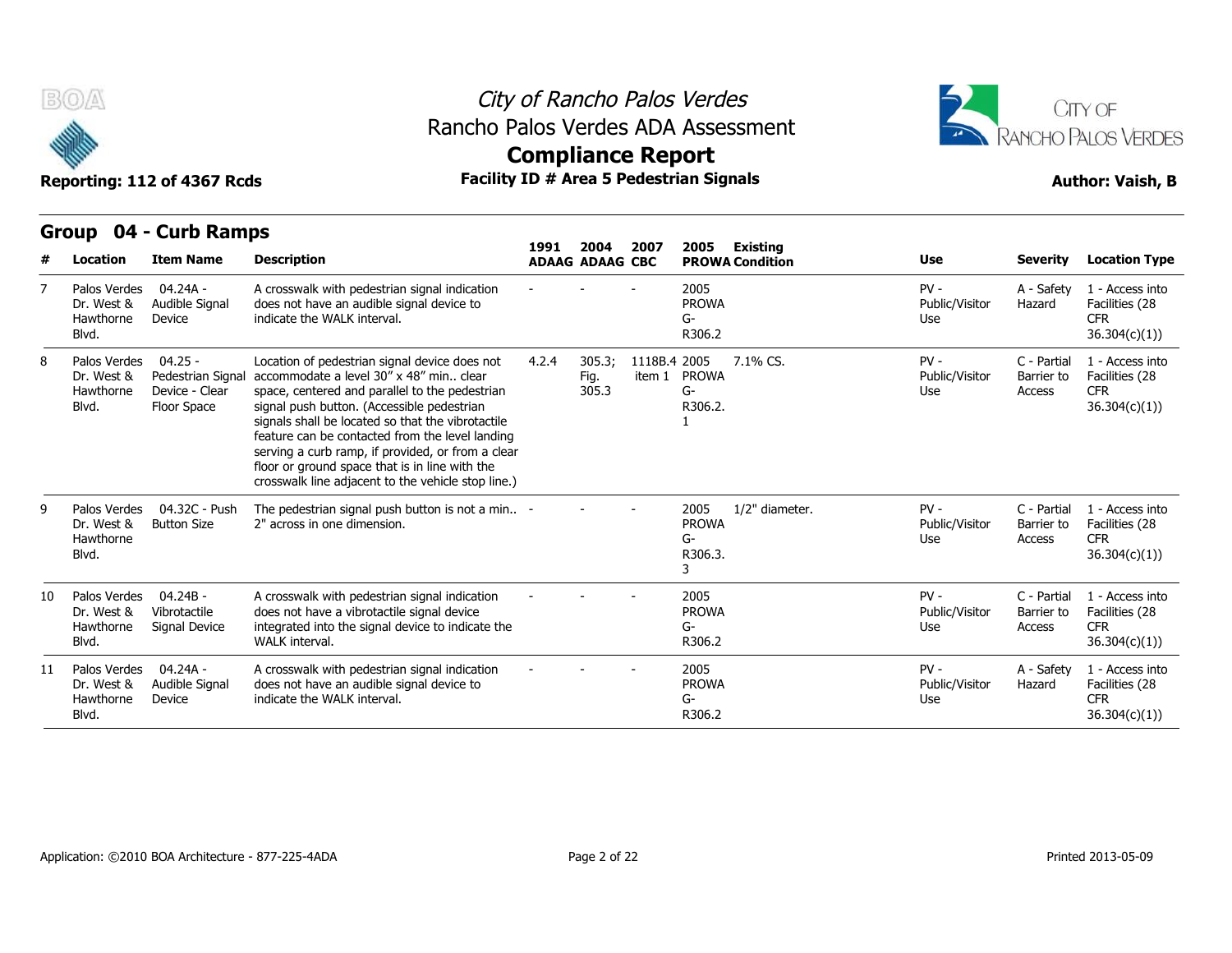# City of Rancho Palos Verdes

## Rancho Palos Verdes ADA Assessment

## Compliance Report

**Reporting: 112 of 4367 Rcds** | **Facility ID # Area 5 Pedestrian Signals** | **Author: Vaish, B**

## Group 04 - Curb Ramps

| # | Location | Item Name | Description | 1991 ADAAG | 2004 ADAAG | 2007 CBC | 2005 PROWA | Existing Condition | Use | Severity | Location Type |
|---|---|---|---|---|---|---|---|---|---|---|---|
| 7 | Palos Verdes Dr. West & Hawthorne Blvd. | 04.24A - Audible Signal Device | A crosswalk with pedestrian signal indication does not have an audible signal device to indicate the WALK interval. | - | - | - | 2005 PROWA G-R306.2 | | PV - Public/Visitor Use | A - Safety Hazard | 1 - Access into Facilities (28 CFR 36.304(c)(1)) |
| 8 | Palos Verdes Dr. West & Hawthorne Blvd. | 04.25 - Pedestrian Signal Device - Clear Floor Space | Location of pedestrian signal device does not accommodate a level 30" x 48" min.. clear space, centered and parallel to the pedestrian signal push button. (Accessible pedestrian signals shall be located so that the vibrotactile feature can be contacted from the level landing serving a curb ramp, if provided, or from a clear floor or ground space that is in line with the crosswalk line adjacent to the vehicle stop line.) | 4.2.4 | 305.3; Fig. 305.3 | 1118B.4 item 1 | 2005 PROWA G-R306.2.1 | 7.1% CS. | PV - Public/Visitor Use | C - Partial Barrier to Access | 1 - Access into Facilities (28 CFR 36.304(c)(1)) |
| 9 | Palos Verdes Dr. West & Hawthorne Blvd. | 04.32C - Push Button Size | The pedestrian signal push button is not a min.. 2" across in one dimension. | - | - | - | 2005 PROWA G-R306.3.3 | 1/2" diameter. | PV - Public/Visitor Use | C - Partial Barrier to Access | 1 - Access into Facilities (28 CFR 36.304(c)(1)) |
| 10 | Palos Verdes Dr. West & Hawthorne Blvd. | 04.24B - Vibrotactile Signal Device | A crosswalk with pedestrian signal indication does not have a vibrotactile signal device integrated into the signal device to indicate the WALK interval. | - | - | - | 2005 PROWA G-R306.2 | | PV - Public/Visitor Use | C - Partial Barrier to Access | 1 - Access into Facilities (28 CFR 36.304(c)(1)) |
| 11 | Palos Verdes Dr. West & Hawthorne Blvd. | 04.24A - Audible Signal Device | A crosswalk with pedestrian signal indication does not have an audible signal device to indicate the WALK interval. | - | - | - | 2005 PROWA G-R306.2 | | PV - Public/Visitor Use | A - Safety Hazard | 1 - Access into Facilities (28 CFR 36.304(c)(1)) |

Application: ©2010 BOA Architecture - 877-225-4ADA

Printed 2013-05-09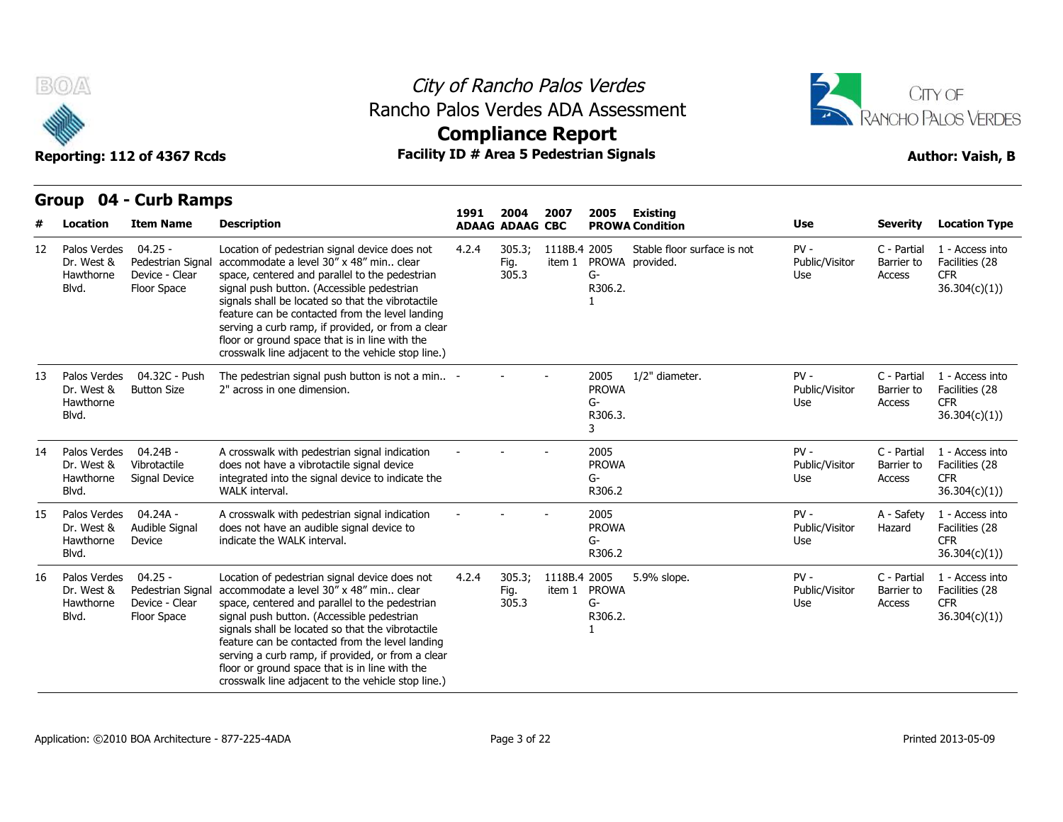# City of Rancho Palos Verdes
## Rancho Palos Verdes ADA Assessment
## Compliance Report

**Reporting: 112 of 4367 Rcds** | **Facility ID # Area 5 Pedestrian Signals** | **Author: Vaish, B**

## Group 04 - Curb Ramps

| # | Location | Item Name | Description | 1991 ADAAG | 2004 ADAAG | 2007 CBC | 2005 PROWA | Existing Condition | Use | Severity | Location Type |
|---|---|---|---|---|---|---|---|---|---|---|---|
| 12 | Palos Verdes Dr. West & Hawthorne Blvd. | 04.25 - Pedestrian Signal Device - Clear Floor Space | Location of pedestrian signal device does not accommodate a level 30" x 48" min.. clear space, centered and parallel to the pedestrian signal push button. (Accessible pedestrian signals shall be located so that the vibrotactile feature can be contacted from the level landing serving a curb ramp, if provided, or from a clear floor or ground space that is in line with the crosswalk line adjacent to the vehicle stop line.) | 4.2.4 | 305.3; Fig. 305.3 | 1118B.4 item 1 | 2005 PROWA G-R306.2.1 | Stable floor surface is not provided. | PV - Public/Visitor Use | C - Partial Barrier to Access | 1 - Access into Facilities (28 CFR 36.304(c)(1)) |
| 13 | Palos Verdes Dr. West & Hawthorne Blvd. | 04.32C - Push Button Size | The pedestrian signal push button is not a min.. 2" across in one dimension. | - | - | - | 2005 PROWA G-R306.3.3 | 1/2" diameter. | PV - Public/Visitor Use | C - Partial Barrier to Access | 1 - Access into Facilities (28 CFR 36.304(c)(1)) |
| 14 | Palos Verdes Dr. West & Hawthorne Blvd. | 04.24B - Vibrotactile Signal Device | A crosswalk with pedestrian signal indication does not have a vibrotactile signal device integrated into the signal device to indicate the WALK interval. | - | - | - | 2005 PROWA G-R306.2 | | PV - Public/Visitor Use | C - Partial Barrier to Access | 1 - Access into Facilities (28 CFR 36.304(c)(1)) |
| 15 | Palos Verdes Dr. West & Hawthorne Blvd. | 04.24A - Audible Signal Device | A crosswalk with pedestrian signal indication does not have an audible signal device to indicate the WALK interval. | - | - | - | 2005 PROWA G-R306.2 | | PV - Public/Visitor Use | A - Safety Hazard | 1 - Access into Facilities (28 CFR 36.304(c)(1)) |
| 16 | Palos Verdes Dr. West & Hawthorne Blvd. | 04.25 - Pedestrian Signal Device - Clear Floor Space | Location of pedestrian signal device does not accommodate a level 30" x 48" min.. clear space, centered and parallel to the pedestrian signal push button. (Accessible pedestrian signals shall be located so that the vibrotactile feature can be contacted from the level landing serving a curb ramp, if provided, or from a clear floor or ground space that is in line with the crosswalk line adjacent to the vehicle stop line.) | 4.2.4 | 305.3; Fig. 305.3 | 1118B.4 item 1 | 2005 PROWA G-R306.2.1 | 5.9% slope. | PV - Public/Visitor Use | C - Partial Barrier to Access | 1 - Access into Facilities (28 CFR 36.304(c)(1)) |

Application: ©2010 BOA Architecture - 877-225-4ADA | Printed 2013-05-09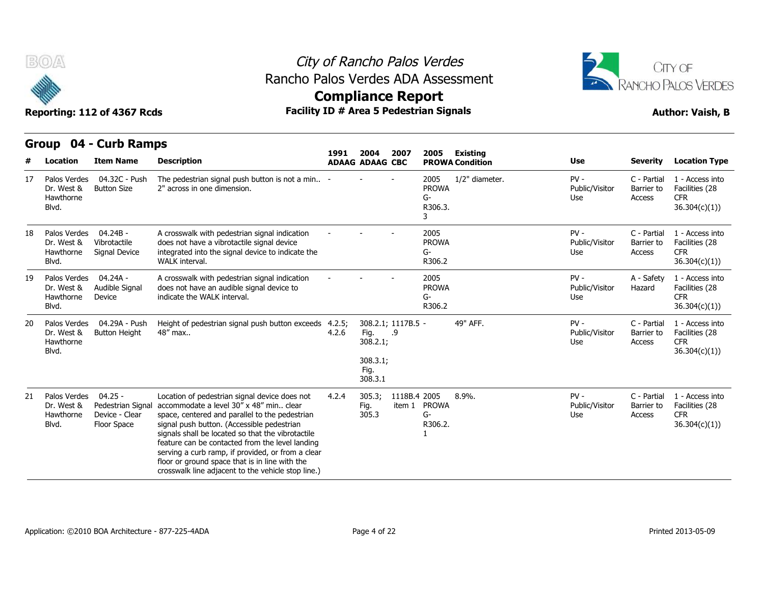# City of Rancho Palos Verdes

## Rancho Palos Verdes ADA Assessment

## Compliance Report

Reporting: 112 of 4367 Rcds

**Facility ID # Area 5 Pedestrian Signals**

**Author: Vaish, B**

## Group 04 - Curb Ramps

| # | Location | Item Name | Description | 1991 ADAAG | 2004 ADAAG | 2007 CBC | 2005 PROWA | Existing Condition | Use | Severity | Location Type |
|---|---|---|---|---|---|---|---|---|---|---|---|
| 17 | Palos Verdes Dr. West & Hawthorne Blvd. | 04.32C - Push Button Size | The pedestrian signal push button is not a min.. 2" across in one dimension. | - | - | - | 2005 PROWA G-R306.3.3 | 1/2" diameter. | PV - Public/Visitor Use | C - Partial Barrier to Access | 1 - Access into Facilities (28 CFR 36.304(c)(1)) |
| 18 | Palos Verdes Dr. West & Hawthorne Blvd. | 04.24B - Vibrotactile Signal Device | A crosswalk with pedestrian signal indication does not have a vibrotactile signal device integrated into the signal device to indicate the WALK interval. | - | - | - | 2005 PROWA G-R306.2 | | PV - Public/Visitor Use | C - Partial Barrier to Access | 1 - Access into Facilities (28 CFR 36.304(c)(1)) |
| 19 | Palos Verdes Dr. West & Hawthorne Blvd. | 04.24A - Audible Signal Device | A crosswalk with pedestrian signal indication does not have an audible signal device to indicate the WALK interval. | - | - | - | 2005 PROWA G-R306.2 | | PV - Public/Visitor Use | A - Safety Hazard | 1 - Access into Facilities (28 CFR 36.304(c)(1)) |
| 20 | Palos Verdes Dr. West & Hawthorne Blvd. | 04.29A - Push Button Height | Height of pedestrian signal push button exceeds 48" max.. | 4.2.5; 4.2.6 | 308.2.1; Fig. 308.2.1; 308.3.1; Fig. 308.3.1 | 1117B.5.9 | - | 49" AFF. | PV - Public/Visitor Use | C - Partial Barrier to Access | 1 - Access into Facilities (28 CFR 36.304(c)(1)) |
| 21 | Palos Verdes Dr. West & Hawthorne Blvd. | 04.25 - Pedestrian Signal Device - Clear Floor Space | Location of pedestrian signal device does not accommodate a level 30" x 48" min.. clear space, centered and parallel to the pedestrian signal push button. (Accessible pedestrian signals shall be located so that the vibrotactile feature can be contacted from the level landing serving a curb ramp, if provided, or from a clear floor or ground space that is in line with the crosswalk line adjacent to the vehicle stop line.) | 4.2.4 | 305.3; Fig. 305.3 | 1118B.4 item 1 | 2005 PROWA G-R306.2.1 | 8.9%. | PV - Public/Visitor Use | C - Partial Barrier to Access | 1 - Access into Facilities (28 CFR 36.304(c)(1)) |

Application: ©2010 BOA Architecture - 877-225-4ADA

Printed 2013-05-09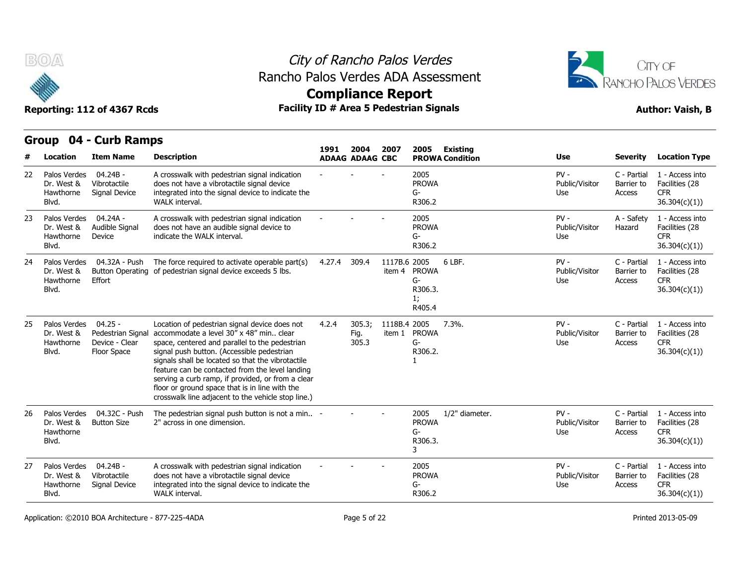# City of Rancho Palos Verdes
## Rancho Palos Verdes ADA Assessment
## Compliance Report

**Reporting: 112 of 4367 Rcds** | **Facility ID # Area 5 Pedestrian Signals** | **Author: Vaish, B**

## Group 04 - Curb Ramps

| # | Location | Item Name | Description | 1991 ADAAG | 2004 ADAAG | 2007 CBC | 2005 PROWA | Existing Condition | Use | Severity | Location Type |
|---|---|---|---|---|---|---|---|---|---|---|---|
| 22 | Palos Verdes Dr. West & Hawthorne Blvd. | 04.24B - Vibrotactile Signal Device | A crosswalk with pedestrian signal indication does not have a vibrotactile signal device integrated into the signal device to indicate the WALK interval. | - | - | - | 2005 PROWA G-R306.2 | | PV - Public/Visitor Use | C - Partial Barrier to Access | 1 - Access into Facilities (28 CFR 36.304(c)(1)) |
| 23 | Palos Verdes Dr. West & Hawthorne Blvd. | 04.24A - Audible Signal Device | A crosswalk with pedestrian signal indication does not have an audible signal device to indicate the WALK interval. | - | - | - | 2005 PROWA G-R306.2 | | PV - Public/Visitor Use | A - Safety Hazard | 1 - Access into Facilities (28 CFR 36.304(c)(1)) |
| 24 | Palos Verdes Dr. West & Hawthorne Blvd. | 04.32A - Push Button Operating Effort | The force required to activate operable part(s) of pedestrian signal device exceeds 5 lbs. | 4.27.4 | 309.4 | 1117B.6 item 4 | 2005 PROWA G-R306.3.1; R405.4 | 6 LBF. | PV - Public/Visitor Use | C - Partial Barrier to Access | 1 - Access into Facilities (28 CFR 36.304(c)(1)) |
| 25 | Palos Verdes Dr. West & Hawthorne Blvd. | 04.25 - Pedestrian Signal Device - Clear Floor Space | Location of pedestrian signal device does not accommodate a level 30" x 48" min.. clear space, centered and parallel to the pedestrian signal push button. (Accessible pedestrian signals shall be located so that the vibrotactile feature can be contacted from the level landing serving a curb ramp, if provided, or from a clear floor or ground space that is in line with the crosswalk line adjacent to the vehicle stop line.) | 4.2.4 | 305.3; Fig. 305.3 | 1118B.4 item 1 | 2005 PROWA G-R306.2.1 | 7.3%. | PV - Public/Visitor Use | C - Partial Barrier to Access | 1 - Access into Facilities (28 CFR 36.304(c)(1)) |
| 26 | Palos Verdes Dr. West & Hawthorne Blvd. | 04.32C - Push Button Size | The pedestrian signal push button is not a min.. 2" across in one dimension. | - | - | - | 2005 PROWA G-R306.3.3 | 1/2" diameter. | PV - Public/Visitor Use | C - Partial Barrier to Access | 1 - Access into Facilities (28 CFR 36.304(c)(1)) |
| 27 | Palos Verdes Dr. West & Hawthorne Blvd. | 04.24B - Vibrotactile Signal Device | A crosswalk with pedestrian signal indication does not have a vibrotactile signal device integrated into the signal device to indicate the WALK interval. | - | - | - | 2005 PROWA G-R306.2 | | PV - Public/Visitor Use | C - Partial Barrier to Access | 1 - Access into Facilities (28 CFR 36.304(c)(1)) |

Application: ©2010 BOA Architecture - 877-225-4ADA | Printed 2013-05-09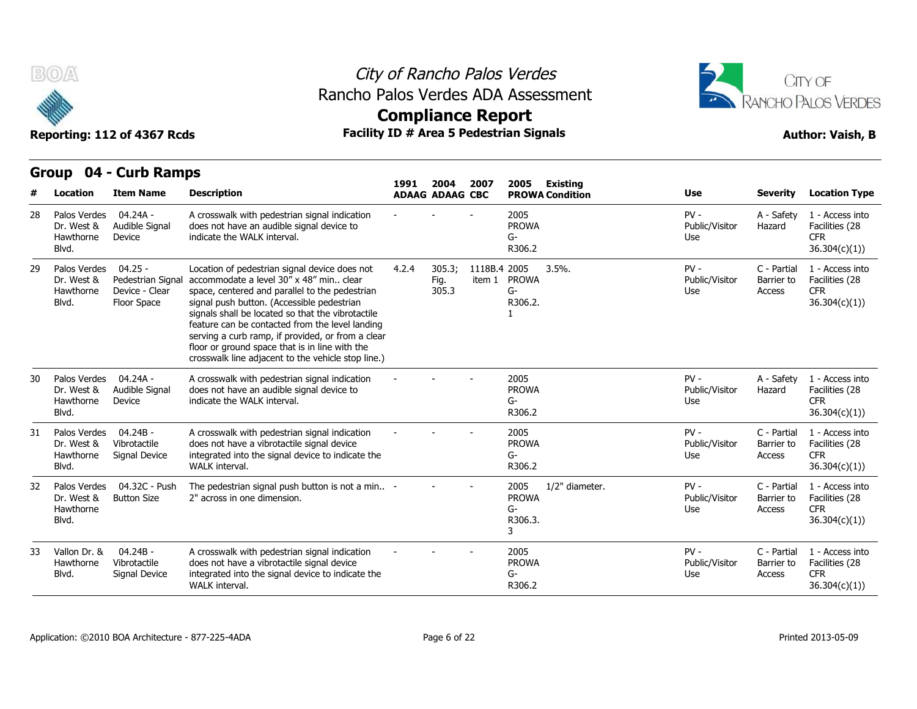# City of Rancho Palos Verdes
## Rancho Palos Verdes ADA Assessment
## Compliance Report

**Reporting: 112 of 4367 Rcds** | **Facility ID # Area 5 Pedestrian Signals** | **Author: Vaish, B**

## Group 04 - Curb Ramps

| # | Location | Item Name | Description | 1991 ADAAG | 2004 ADAAG | 2007 CBC | 2005 PROWA | Existing Condition | Use | Severity | Location Type |
|---|---|---|---|---|---|---|---|---|---|---|---|
| 28 | Palos Verdes Dr. West & Hawthorne Blvd. | 04.24A - Audible Signal Device | A crosswalk with pedestrian signal indication does not have an audible signal device to indicate the WALK interval. | - | - | - | 2005 PROWA G-R306.2 | | PV - Public/Visitor Use | A - Safety Hazard | 1 - Access into Facilities (28 CFR 36.304(c)(1)) |
| 29 | Palos Verdes Dr. West & Hawthorne Blvd. | 04.25 - Pedestrian Signal Device - Clear Floor Space | Location of pedestrian signal device does not accommodate a level 30" x 48" min.. clear space, centered and parallel to the pedestrian signal push button. (Accessible pedestrian signals shall be located so that the vibrotactile feature can be contacted from the level landing serving a curb ramp, if provided, or from a clear floor or ground space that is in line with the crosswalk line adjacent to the vehicle stop line.) | 4.2.4 | 305.3; Fig. 305.3 | 1118B.4 item 1 | 2005 PROWA G-R306.2.1 | 3.5%. | PV - Public/Visitor Use | C - Partial Barrier to Access | 1 - Access into Facilities (28 CFR 36.304(c)(1)) |
| 30 | Palos Verdes Dr. West & Hawthorne Blvd. | 04.24A - Audible Signal Device | A crosswalk with pedestrian signal indication does not have an audible signal device to indicate the WALK interval. | - | - | - | 2005 PROWA G-R306.2 | | PV - Public/Visitor Use | A - Safety Hazard | 1 - Access into Facilities (28 CFR 36.304(c)(1)) |
| 31 | Palos Verdes Dr. West & Hawthorne Blvd. | 04.24B - Vibrotactile Signal Device | A crosswalk with pedestrian signal indication does not have a vibrotactile signal device integrated into the signal device to indicate the WALK interval. | - | - | - | 2005 PROWA G-R306.2 | | PV - Public/Visitor Use | C - Partial Barrier to Access | 1 - Access into Facilities (28 CFR 36.304(c)(1)) |
| 32 | Palos Verdes Dr. West & Hawthorne Blvd. | 04.32C - Push Button Size | The pedestrian signal push button is not a min.. 2" across in one dimension. | - | - | - | 2005 PROWA G-R306.3.3 | 1/2" diameter. | PV - Public/Visitor Use | C - Partial Barrier to Access | 1 - Access into Facilities (28 CFR 36.304(c)(1)) |
| 33 | Vallon Dr. & Hawthorne Blvd. | 04.24B - Vibrotactile Signal Device | A crosswalk with pedestrian signal indication does not have a vibrotactile signal device integrated into the signal device to indicate the WALK interval. | - | - | - | 2005 PROWA G-R306.2 | | PV - Public/Visitor Use | C - Partial Barrier to Access | 1 - Access into Facilities (28 CFR 36.304(c)(1)) |

Application: ©2010 BOA Architecture - 877-225-4ADA | Printed 2013-05-09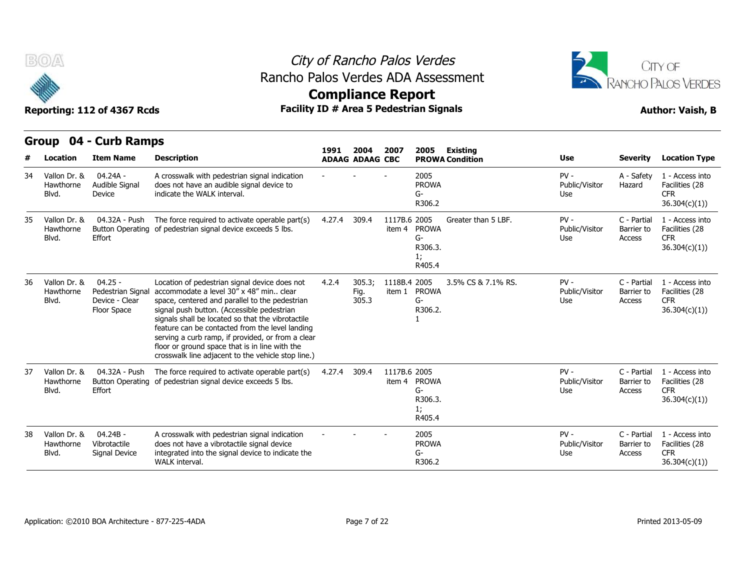# City of Rancho Palos Verdes
## Rancho Palos Verdes ADA Assessment
## Compliance Report

**Reporting: 112 of 4367 Rcds** | **Facility ID # Area 5 Pedestrian Signals** | **Author: Vaish, B**

## Group 04 - Curb Ramps

| # | Location | Item Name | Description | 1991 ADAAG | 2004 ADAAG | 2007 CBC | 2005 PROWA | Existing Condition | Use | Severity | Location Type |
|---|---|---|---|---|---|---|---|---|---|---|---|
| 34 | Vallon Dr. & Hawthorne Blvd. | 04.24A - Audible Signal Device | A crosswalk with pedestrian signal indication does not have an audible signal device to indicate the WALK interval. | - | - | - | 2005 PROWA G-R306.2 | | PV - Public/Visitor Use | A - Safety Hazard | 1 - Access into Facilities (28 CFR 36.304(c)(1)) |
| 35 | Vallon Dr. & Hawthorne Blvd. | 04.32A - Push Button Operating Effort | The force required to activate operable part(s) of pedestrian signal device exceeds 5 lbs. | 4.27.4 | 309.4 | 1117B.6 item 4 | 2005 PROWA G-R306.3.1; R405.4 | Greater than 5 LBF. | PV - Public/Visitor Use | C - Partial Barrier to Access | 1 - Access into Facilities (28 CFR 36.304(c)(1)) |
| 36 | Vallon Dr. & Hawthorne Blvd. | 04.25 - Pedestrian Signal Device - Clear Floor Space | Location of pedestrian signal device does not accommodate a level 30" x 48" min.. clear space, centered and parallel to the pedestrian signal push button. (Accessible pedestrian signals shall be located so that the vibrotactile feature can be contacted from the level landing serving a curb ramp, if provided, or from a clear floor or ground space that is in line with the crosswalk line adjacent to the vehicle stop line.) | 4.2.4 | 305.3; Fig. 305.3 | 1118B.4 item 1 | 2005 PROWA G-R306.2.1 | 3.5% CS & 7.1% RS. | PV - Public/Visitor Use | C - Partial Barrier to Access | 1 - Access into Facilities (28 CFR 36.304(c)(1)) |
| 37 | Vallon Dr. & Hawthorne Blvd. | 04.32A - Push Button Operating Effort | The force required to activate operable part(s) of pedestrian signal device exceeds 5 lbs. | 4.27.4 | 309.4 | 1117B.6 item 4 | 2005 PROWA G-R306.3.1; R405.4 | | PV - Public/Visitor Use | C - Partial Barrier to Access | 1 - Access into Facilities (28 CFR 36.304(c)(1)) |
| 38 | Vallon Dr. & Hawthorne Blvd. | 04.24B - Vibrotactile Signal Device | A crosswalk with pedestrian signal indication does not have a vibrotactile signal device integrated into the signal device to indicate the WALK interval. | - | - | - | 2005 PROWA G-R306.2 | | PV - Public/Visitor Use | C - Partial Barrier to Access | 1 - Access into Facilities (28 CFR 36.304(c)(1)) |

Application: ©2010 BOA Architecture - 877-225-4ADA | Printed 2013-05-09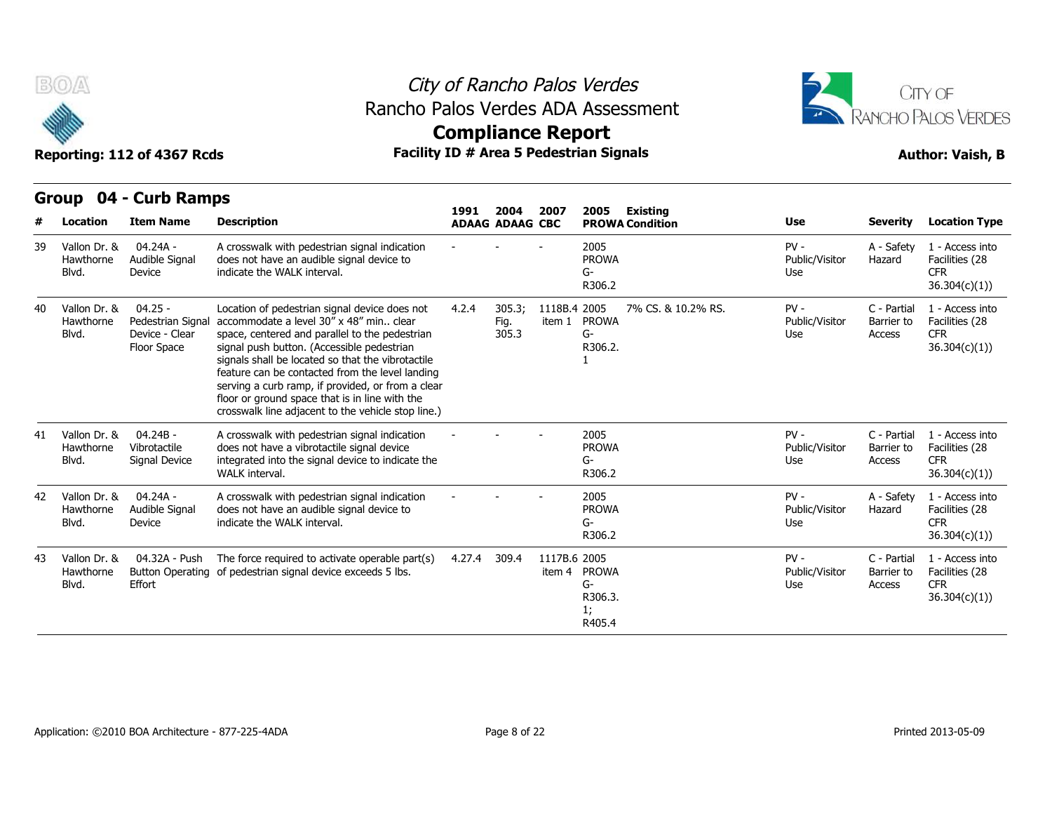# City of Rancho Palos Verdes

## Rancho Palos Verdes ADA Assessment

## Compliance Report

**Reporting: 112 of 4367 Rcds** | **Facility ID # Area 5 Pedestrian Signals** | **Author: Vaish, B**

## Group 04 - Curb Ramps

| # | Location | Item Name | Description | 1991 ADAAG | 2004 ADAAG | 2007 CBC | 2005 PROWA | Existing Condition | Use | Severity | Location Type |
|---|---|---|---|---|---|---|---|---|---|---|---|
| 39 | Vallon Dr. & Hawthorne Blvd. | 04.24A - Audible Signal Device | A crosswalk with pedestrian signal indication does not have an audible signal device to indicate the WALK interval. | - | - | - | 2005 PROWA G-R306.2 | | PV - Public/Visitor Use | A - Safety Hazard | 1 - Access into Facilities (28 CFR 36.304(c)(1)) |
| 40 | Vallon Dr. & Hawthorne Blvd. | 04.25 - Pedestrian Signal Device - Clear Floor Space | Location of pedestrian signal device does not accommodate a level 30" x 48" min.. clear space, centered and parallel to the pedestrian signal push button. (Accessible pedestrian signals shall be located so that the vibrotactile feature can be contacted from the level landing serving a curb ramp, if provided, or from a clear floor or ground space that is in line with the crosswalk line adjacent to the vehicle stop line.) | 4.2.4 | 305.3; Fig. 305.3 | 1118B.4 item 1 | 2005 PROWA G-R306.2.1 | 7% CS. & 10.2% RS. | PV - Public/Visitor Use | C - Partial Barrier to Access | 1 - Access into Facilities (28 CFR 36.304(c)(1)) |
| 41 | Vallon Dr. & Hawthorne Blvd. | 04.24B - Vibrotactile Signal Device | A crosswalk with pedestrian signal indication does not have a vibrotactile signal device integrated into the signal device to indicate the WALK interval. | - | - | - | 2005 PROWA G-R306.2 | | PV - Public/Visitor Use | C - Partial Barrier to Access | 1 - Access into Facilities (28 CFR 36.304(c)(1)) |
| 42 | Vallon Dr. & Hawthorne Blvd. | 04.24A - Audible Signal Device | A crosswalk with pedestrian signal indication does not have an audible signal device to indicate the WALK interval. | - | - | - | 2005 PROWA G-R306.2 | | PV - Public/Visitor Use | A - Safety Hazard | 1 - Access into Facilities (28 CFR 36.304(c)(1)) |
| 43 | Vallon Dr. & Hawthorne Blvd. | 04.32A - Push Button Operating Effort | The force required to activate operable part(s) of pedestrian signal device exceeds 5 lbs. | 4.27.4 | 309.4 | 1117B.6 item 4 | 2005 PROWA G-R306.3.1; R405.4 | | PV - Public/Visitor Use | C - Partial Barrier to Access | 1 - Access into Facilities (28 CFR 36.304(c)(1)) |

Application: ©2010 BOA Architecture - 877-225-4ADA | Printed 2013-05-09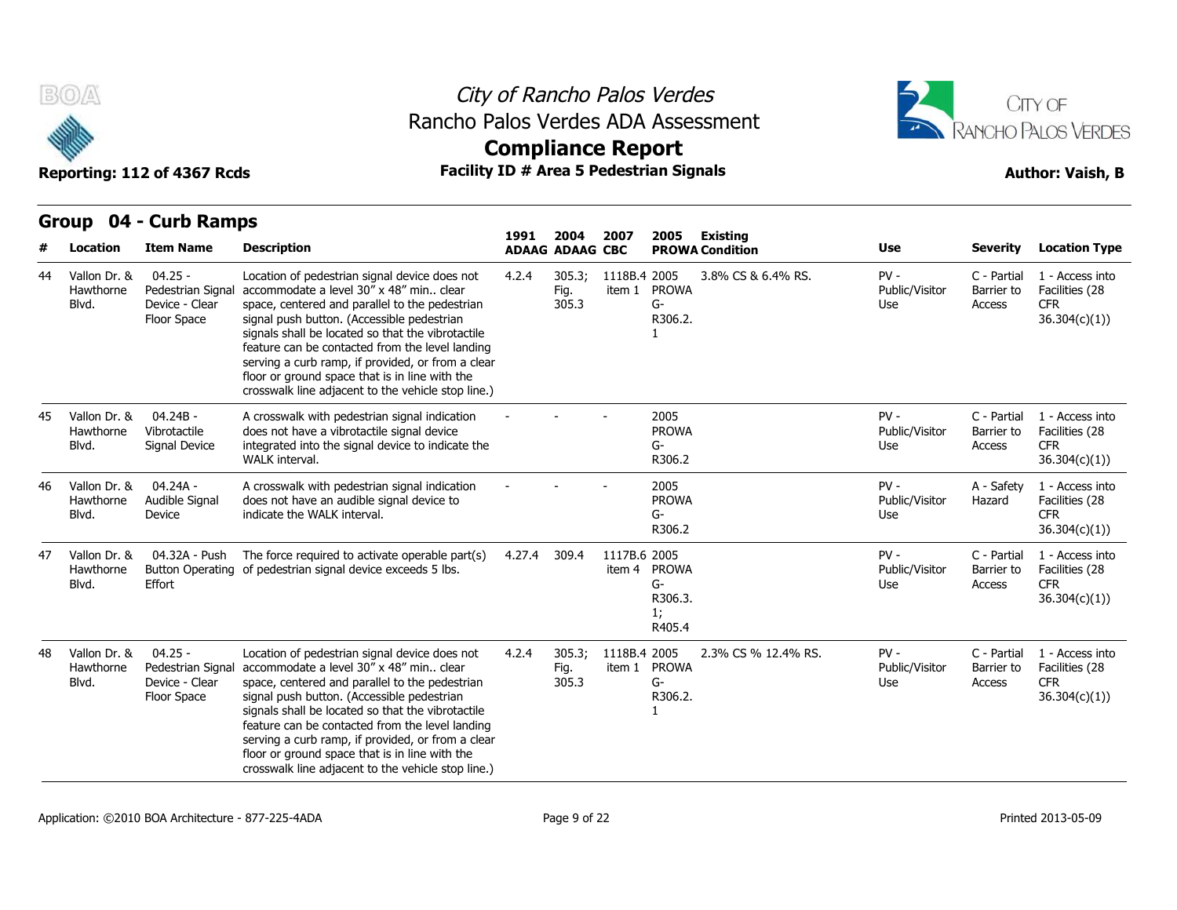# City of Rancho Palos Verdes
## Rancho Palos Verdes ADA Assessment
## Compliance Report

**Reporting: 112 of 4367 Rcds** | **Facility ID # Area 5 Pedestrian Signals** | **Author: Vaish, B**

## Group 04 - Curb Ramps

| # | Location | Item Name | Description | 1991 ADAAG | 2004 ADAAG | 2007 CBC | 2005 PROWA | Existing Condition | Use | Severity | Location Type |
|---|---|---|---|---|---|---|---|---|---|---|---|
| 44 | Vallon Dr. & Hawthorne Blvd. | 04.25 - Pedestrian Signal Device - Clear Floor Space | Location of pedestrian signal device does not accommodate a level 30" x 48" min.. clear space, centered and parallel to the pedestrian signal push button. (Accessible pedestrian signals shall be located so that the vibrotactile feature can be contacted from the level landing serving a curb ramp, if provided, or from a clear floor or ground space that is in line with the crosswalk line adjacent to the vehicle stop line.) | 4.2.4 | 305.3; Fig. 305.3 | 1118B.4 item 1 | 2005 PROWA G-R306.2.1 | 3.8% CS & 6.4% RS. | PV - Public/Visitor Use | C - Partial Barrier to Access | 1 - Access into Facilities (28 CFR 36.304(c)(1)) |
| 45 | Vallon Dr. & Hawthorne Blvd. | 04.24B - Vibrotactile Signal Device | A crosswalk with pedestrian signal indication does not have a vibrotactile signal device integrated into the signal device to indicate the WALK interval. | - | - | - | 2005 PROWA G-R306.2 | | PV - Public/Visitor Use | C - Partial Barrier to Access | 1 - Access into Facilities (28 CFR 36.304(c)(1)) |
| 46 | Vallon Dr. & Hawthorne Blvd. | 04.24A - Audible Signal Device | A crosswalk with pedestrian signal indication does not have an audible signal device to indicate the WALK interval. | - | - | - | 2005 PROWA G-R306.2 | | PV - Public/Visitor Use | A - Safety Hazard | 1 - Access into Facilities (28 CFR 36.304(c)(1)) |
| 47 | Vallon Dr. & Hawthorne Blvd. | 04.32A - Push Button Operating Effort | The force required to activate operable part(s) of pedestrian signal device exceeds 5 lbs. | 4.27.4 | 309.4 | 1117B.6 item 4 | 2005 PROWA G-R306.3.1; R405.4 | | PV - Public/Visitor Use | C - Partial Barrier to Access | 1 - Access into Facilities (28 CFR 36.304(c)(1)) |
| 48 | Vallon Dr. & Hawthorne Blvd. | 04.25 - Pedestrian Signal Device - Clear Floor Space | Location of pedestrian signal device does not accommodate a level 30" x 48" min.. clear space, centered and parallel to the pedestrian signal push button. (Accessible pedestrian signals shall be located so that the vibrotactile feature can be contacted from the level landing serving a curb ramp, if provided, or from a clear floor or ground space that is in line with the crosswalk line adjacent to the vehicle stop line.) | 4.2.4 | 305.3; Fig. 305.3 | 1118B.4 item 1 | 2005 PROWA G-R306.2.1 | 2.3% CS % 12.4% RS. | PV - Public/Visitor Use | C - Partial Barrier to Access | 1 - Access into Facilities (28 CFR 36.304(c)(1)) |

Application: ©2010 BOA Architecture - 877-225-4ADA | Printed 2013-05-09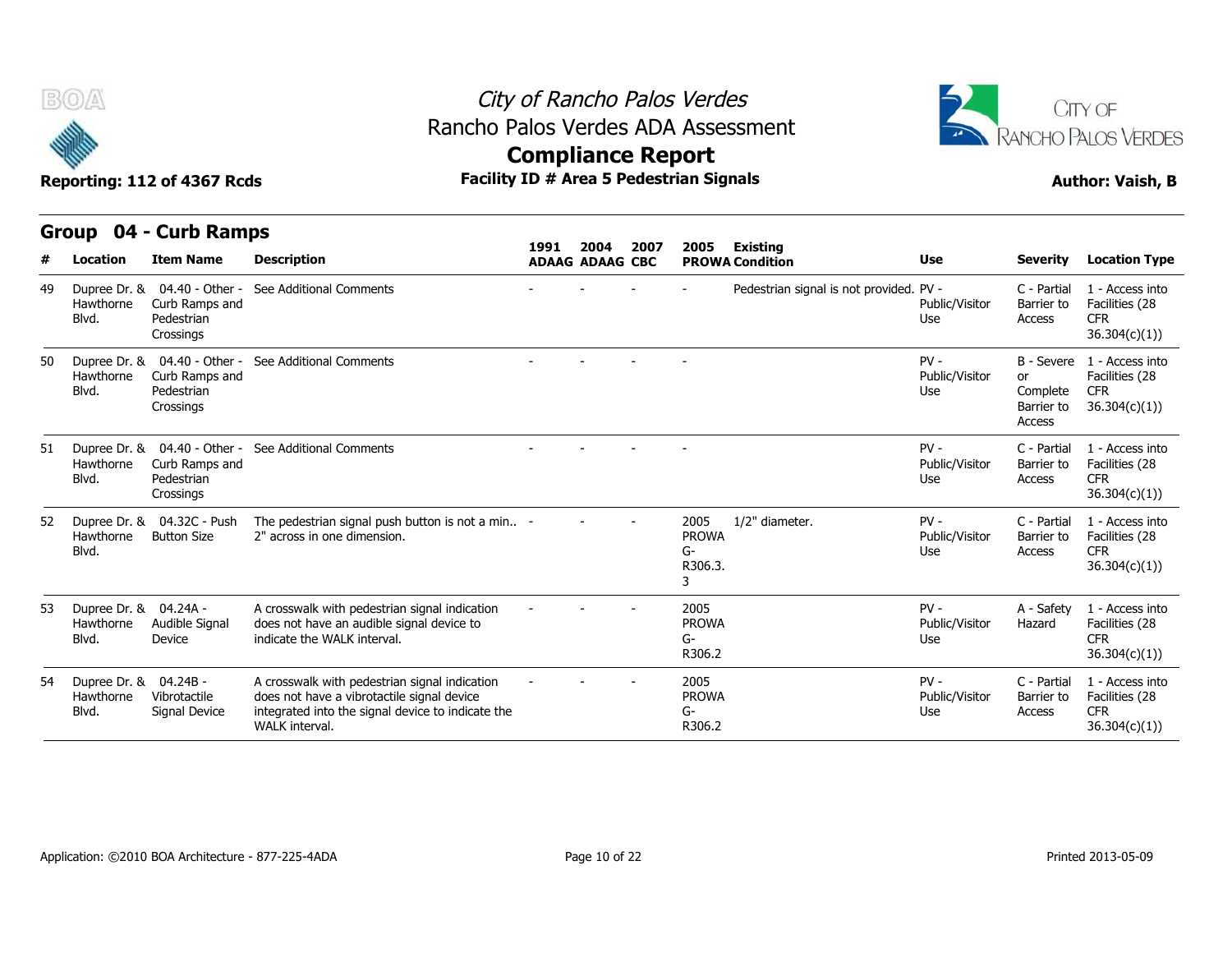# City of Rancho Palos Verdes

## Rancho Palos Verdes ADA Assessment

## Compliance Report

**Reporting: 112 of 4367 Rcds** | **Facility ID # Area 5 Pedestrian Signals** | **Author: Vaish, B**

## Group 04 - Curb Ramps

| # | Location | Item Name | Description | 1991 ADAAG | 2004 ADAAG | 2007 CBC | 2005 PROWA | Existing Condition | Use | Severity | Location Type |
|---|---|---|---|---|---|---|---|---|---|---|---|
| 49 | Dupree Dr. & Hawthorne Blvd. | 04.40 - Other - Curb Ramps and Pedestrian Crossings | See Additional Comments | - | - | - | - | Pedestrian signal is not provided. | PV - Public/Visitor Use | C - Partial Barrier to Access | 1 - Access into Facilities (28 CFR 36.304(c)(1)) |
| 50 | Dupree Dr. & Hawthorne Blvd. | 04.40 - Other - Curb Ramps and Pedestrian Crossings | See Additional Comments | - | - | - | - | | PV - Public/Visitor Use | B - Severe or Complete Barrier to Access | 1 - Access into Facilities (28 CFR 36.304(c)(1)) |
| 51 | Dupree Dr. & Hawthorne Blvd. | 04.40 - Other - Curb Ramps and Pedestrian Crossings | See Additional Comments | - | - | - | - | | PV - Public/Visitor Use | C - Partial Barrier to Access | 1 - Access into Facilities (28 CFR 36.304(c)(1)) |
| 52 | Dupree Dr. & Hawthorne Blvd. | 04.32C - Push Button Size | The pedestrian signal push button is not a min.. 2" across in one dimension. | - | - | - | 2005 PROWA G-R306.3.3 | 1/2" diameter. | PV - Public/Visitor Use | C - Partial Barrier to Access | 1 - Access into Facilities (28 CFR 36.304(c)(1)) |
| 53 | Dupree Dr. & Hawthorne Blvd. | 04.24A - Audible Signal Device | A crosswalk with pedestrian signal indication does not have an audible signal device to indicate the WALK interval. | - | - | - | 2005 PROWA G-R306.2 | | PV - Public/Visitor Use | A - Safety Hazard | 1 - Access into Facilities (28 CFR 36.304(c)(1)) |
| 54 | Dupree Dr. & Hawthorne Blvd. | 04.24B - Vibrotactile Signal Device | A crosswalk with pedestrian signal indication does not have a vibrotactile signal device integrated into the signal device to indicate the WALK interval. | - | - | - | 2005 PROWA G-R306.2 | | PV - Public/Visitor Use | C - Partial Barrier to Access | 1 - Access into Facilities (28 CFR 36.304(c)(1)) |

Application: ©2010 BOA Architecture - 877-225-4ADA | Printed 2013-05-09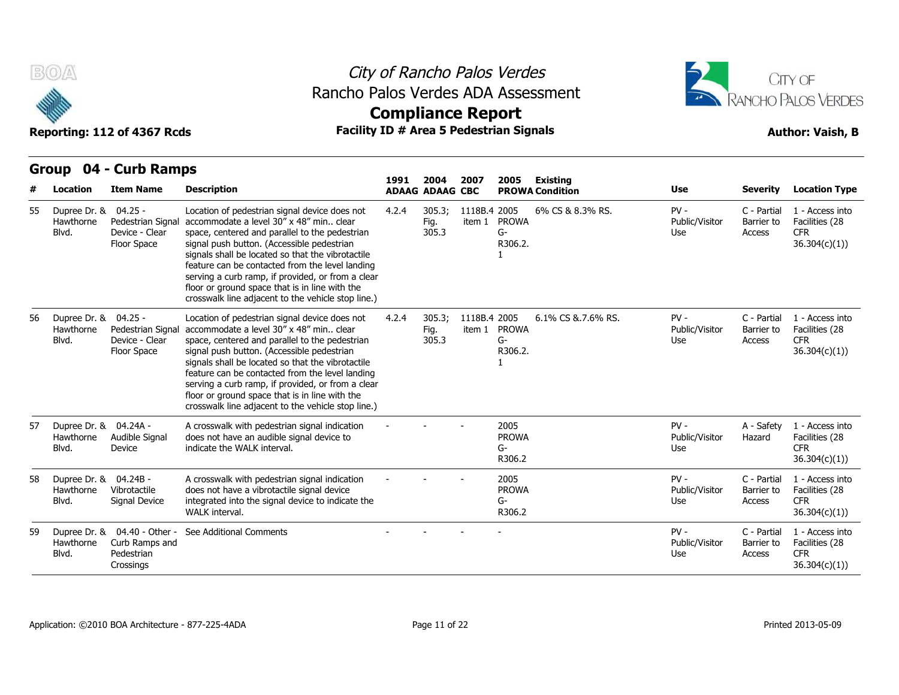City of Rancho Palos Verdes
Rancho Palos Verdes ADA Assessment

# Compliance Report

**Reporting: 112 of 4367 Rcds** | **Facility ID # Area 5 Pedestrian Signals** | **Author: Vaish, B**

## Group 04 - Curb Ramps

| # | Location | Item Name | Description | 1991 ADAAG | 2004 ADAAG | 2007 CBC | 2005 PROWA | Existing Condition | Use | Severity | Location Type |
|---|---|---|---|---|---|---|---|---|---|---|---|
| 55 | Dupree Dr. & Hawthorne Blvd. | 04.25 - Pedestrian Signal Device - Clear Floor Space | Location of pedestrian signal device does not accommodate a level 30" x 48" min.. clear space, centered and parallel to the pedestrian signal push button. (Accessible pedestrian signals shall be located so that the vibrotactile feature can be contacted from the level landing serving a curb ramp, if provided, or from a clear floor or ground space that is in line with the crosswalk line adjacent to the vehicle stop line.) | 4.2.4 | 305.3; Fig. 305.3 | 1118B.4 item 1 | 2005 PROWA G-R306.2.1 | 6% CS & 8.3% RS. | PV - Public/Visitor Use | C - Partial Barrier to Access | 1 - Access into Facilities (28 CFR 36.304(c)(1)) |
| 56 | Dupree Dr. & Hawthorne Blvd. | 04.25 - Pedestrian Signal Device - Clear Floor Space | Location of pedestrian signal device does not accommodate a level 30" x 48" min.. clear space, centered and parallel to the pedestrian signal push button. (Accessible pedestrian signals shall be located so that the vibrotactile feature can be contacted from the level landing serving a curb ramp, if provided, or from a clear floor or ground space that is in line with the crosswalk line adjacent to the vehicle stop line.) | 4.2.4 | 305.3; Fig. 305.3 | 1118B.4 item 1 | 2005 PROWA G-R306.2.1 | 6.1% CS &.7.6% RS. | PV - Public/Visitor Use | C - Partial Barrier to Access | 1 - Access into Facilities (28 CFR 36.304(c)(1)) |
| 57 | Dupree Dr. & Hawthorne Blvd. | 04.24A - Audible Signal Device | A crosswalk with pedestrian signal indication does not have an audible signal device to indicate the WALK interval. | - | - | - | 2005 PROWA G-R306.2 | | PV - Public/Visitor Use | A - Safety Hazard | 1 - Access into Facilities (28 CFR 36.304(c)(1)) |
| 58 | Dupree Dr. & Hawthorne Blvd. | 04.24B - Vibrotactile Signal Device | A crosswalk with pedestrian signal indication does not have a vibrotactile signal device integrated into the signal device to indicate the WALK interval. | - | - | - | 2005 PROWA G-R306.2 | | PV - Public/Visitor Use | C - Partial Barrier to Access | 1 - Access into Facilities (28 CFR 36.304(c)(1)) |
| 59 | Dupree Dr. & Hawthorne Blvd. | 04.40 - Other - Curb Ramps and Pedestrian Crossings | See Additional Comments | - | - | - | - | | PV - Public/Visitor Use | C - Partial Barrier to Access | 1 - Access into Facilities (28 CFR 36.304(c)(1)) |

Application: ©2010 BOA Architecture - 877-225-4ADA

Printed 2013-05-09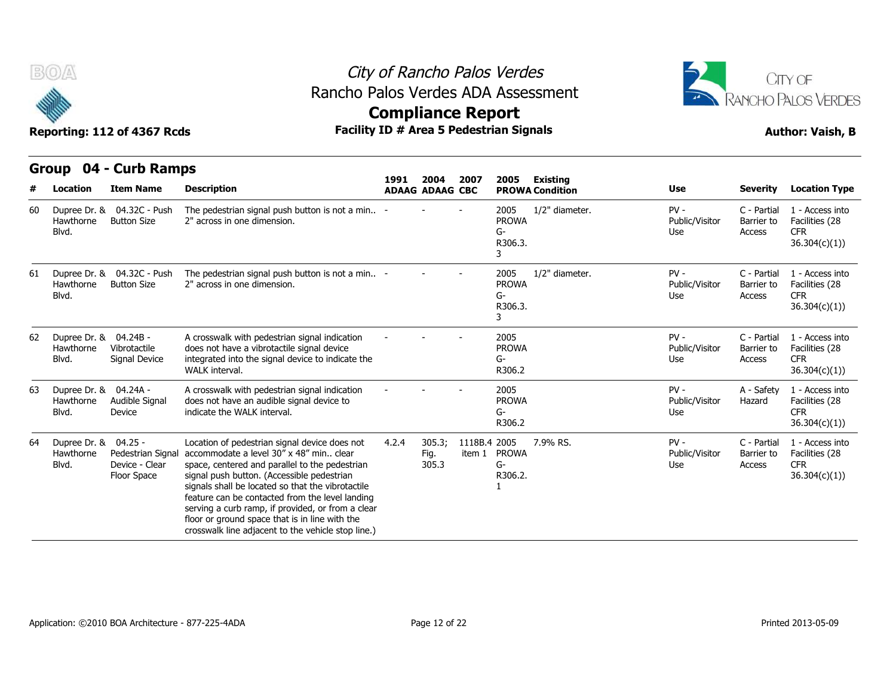# City of Rancho Palos Verdes

## Rancho Palos Verdes ADA Assessment

## Compliance Report

**Reporting: 112 of 4367 Rcds** | **Facility ID # Area 5 Pedestrian Signals** | **Author: Vaish, B**

## Group 04 - Curb Ramps

| # | Location | Item Name | Description | 1991 ADAAG | 2004 ADAAG | 2007 CBC | 2005 PROWA | Existing Condition | Use | Severity | Location Type |
|---|---|---|---|---|---|---|---|---|---|---|---|
| 60 | Dupree Dr. & Hawthorne Blvd. | 04.32C - Push Button Size | The pedestrian signal push button is not a min.. 2" across in one dimension. | - | - | - | 2005 PROWA G-R306.3.3 | 1/2" diameter. | PV - Public/Visitor Use | C - Partial Barrier to Access | 1 - Access into Facilities (28 CFR 36.304(c)(1)) |
| 61 | Dupree Dr. & Hawthorne Blvd. | 04.32C - Push Button Size | The pedestrian signal push button is not a min.. 2" across in one dimension. | - | - | - | 2005 PROWA G-R306.3.3 | 1/2" diameter. | PV - Public/Visitor Use | C - Partial Barrier to Access | 1 - Access into Facilities (28 CFR 36.304(c)(1)) |
| 62 | Dupree Dr. & Hawthorne Blvd. | 04.24B - Vibrotactile Signal Device | A crosswalk with pedestrian signal indication does not have a vibrotactile signal device integrated into the signal device to indicate the WALK interval. | - | - | - | 2005 PROWA G-R306.2 | | PV - Public/Visitor Use | C - Partial Barrier to Access | 1 - Access into Facilities (28 CFR 36.304(c)(1)) |
| 63 | Dupree Dr. & Hawthorne Blvd. | 04.24A - Audible Signal Device | A crosswalk with pedestrian signal indication does not have an audible signal device to indicate the WALK interval. | - | - | - | 2005 PROWA G-R306.2 | | PV - Public/Visitor Use | A - Safety Hazard | 1 - Access into Facilities (28 CFR 36.304(c)(1)) |
| 64 | Dupree Dr. & Hawthorne Blvd. | 04.25 - Pedestrian Signal Device - Clear Floor Space | Location of pedestrian signal device does not accommodate a level 30" x 48" min.. clear space, centered and parallel to the pedestrian signal push button. (Accessible pedestrian signals shall be located so that the vibrotactile feature can be contacted from the level landing serving a curb ramp, if provided, or from a clear floor or ground space that is in line with the crosswalk line adjacent to the vehicle stop line.) | 4.2.4 | 305.3; Fig. 305.3 | 1118B.4 item 1 | 2005 PROWA G-R306.2.1 | 7.9% RS. | PV - Public/Visitor Use | C - Partial Barrier to Access | 1 - Access into Facilities (28 CFR 36.304(c)(1)) |

Application: ©2010 BOA Architecture - 877-225-4ADA

Printed 2013-05-09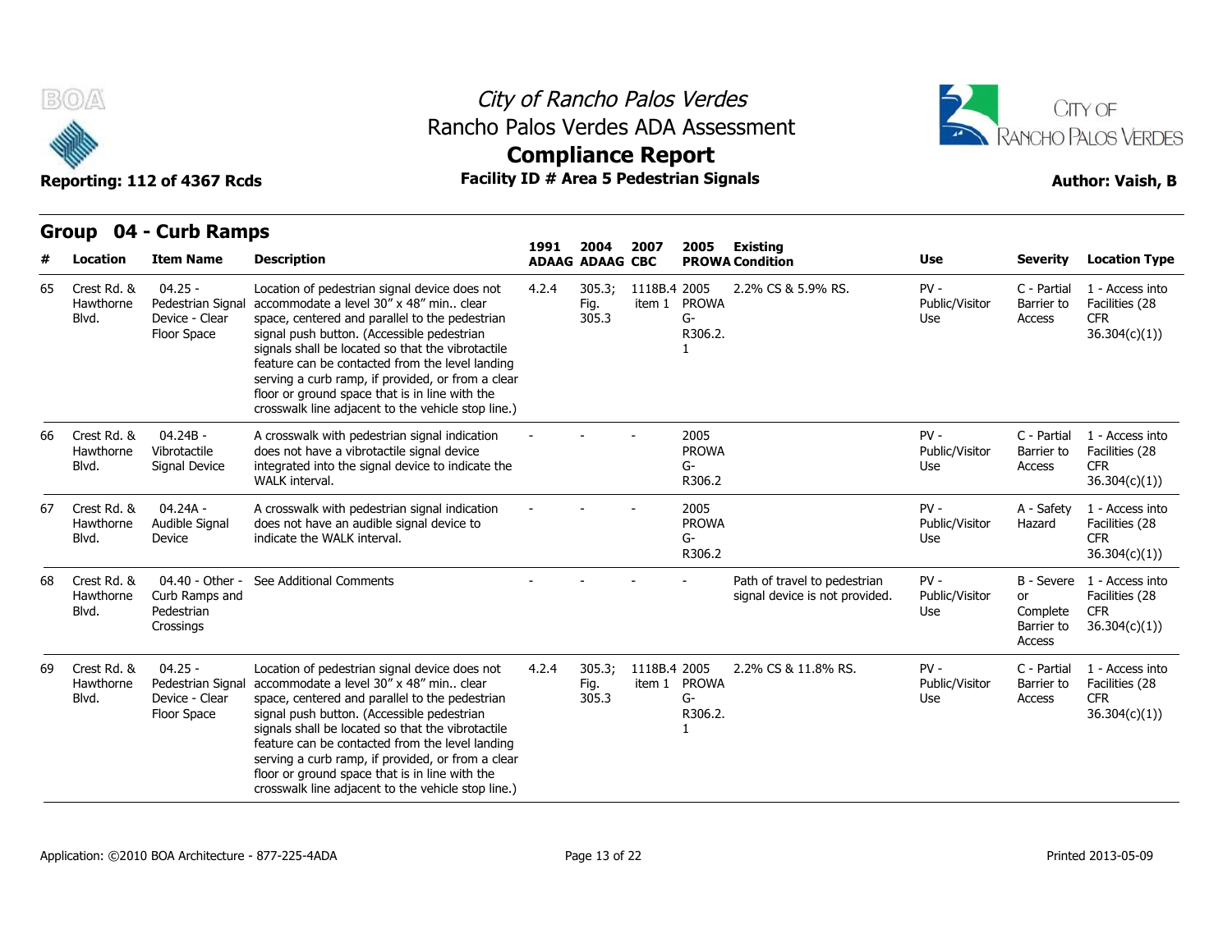# City of Rancho Palos Verdes
## Rancho Palos Verdes ADA Assessment
## Compliance Report

Reporting: 112 of 4367 Rcds | Facility ID # Area 5 Pedestrian Signals | Author: Vaish, B

## Group 04 - Curb Ramps

| # | Location | Item Name | Description | 1991 ADAAG | 2004 ADAAG | 2007 CBC | 2005 PROWA | Existing Condition | Use | Severity | Location Type |
|---|---|---|---|---|---|---|---|---|---|---|---|
| 65 | Crest Rd. & Hawthorne Blvd. | 04.25 - Pedestrian Signal Device - Clear Floor Space | Location of pedestrian signal device does not accommodate a level 30" x 48" min.. clear space, centered and parallel to the pedestrian signal push button. (Accessible pedestrian signals shall be located so that the vibrotactile feature can be contacted from the level landing serving a curb ramp, if provided, or from a clear floor or ground space that is in line with the crosswalk line adjacent to the vehicle stop line.) | 4.2.4 | 305.3; Fig. 305.3 | 1118B.4 item 1 | 2005 PROWA G-R306.2.1 | 2.2% CS & 5.9% RS. | PV - Public/Visitor Use | C - Partial Barrier to Access | 1 - Access into Facilities (28 CFR 36.304(c)(1)) |
| 66 | Crest Rd. & Hawthorne Blvd. | 04.24B - Vibrotactile Signal Device | A crosswalk with pedestrian signal indication does not have a vibrotactile signal device integrated into the signal device to indicate the WALK interval. | - | - | - | 2005 PROWA G-R306.2 | | PV - Public/Visitor Use | C - Partial Barrier to Access | 1 - Access into Facilities (28 CFR 36.304(c)(1)) |
| 67 | Crest Rd. & Hawthorne Blvd. | 04.24A - Audible Signal Device | A crosswalk with pedestrian signal indication does not have an audible signal device to indicate the WALK interval. | - | - | - | 2005 PROWA G-R306.2 | | PV - Public/Visitor Use | A - Safety Hazard | 1 - Access into Facilities (28 CFR 36.304(c)(1)) |
| 68 | Crest Rd. & Hawthorne Blvd. | 04.40 - Other - Curb Ramps and Pedestrian Crossings | See Additional Comments | - | - | - | - | Path of travel to pedestrian signal device is not provided. | PV - Public/Visitor Use | B - Severe or Complete Barrier to Access | 1 - Access into Facilities (28 CFR 36.304(c)(1)) |
| 69 | Crest Rd. & Hawthorne Blvd. | 04.25 - Pedestrian Signal Device - Clear Floor Space | Location of pedestrian signal device does not accommodate a level 30" x 48" min.. clear space, centered and parallel to the pedestrian signal push button. (Accessible pedestrian signals shall be located so that the vibrotactile feature can be contacted from the level landing serving a curb ramp, if provided, or from a clear floor or ground space that is in line with the crosswalk line adjacent to the vehicle stop line.) | 4.2.4 | 305.3; Fig. 305.3 | 1118B.4 item 1 | 2005 PROWA G-R306.2.1 | 2.2% CS & 11.8% RS. | PV - Public/Visitor Use | C - Partial Barrier to Access | 1 - Access into Facilities (28 CFR 36.304(c)(1)) |

Application: ©2010 BOA Architecture - 877-225-4ADA | Printed 2013-05-09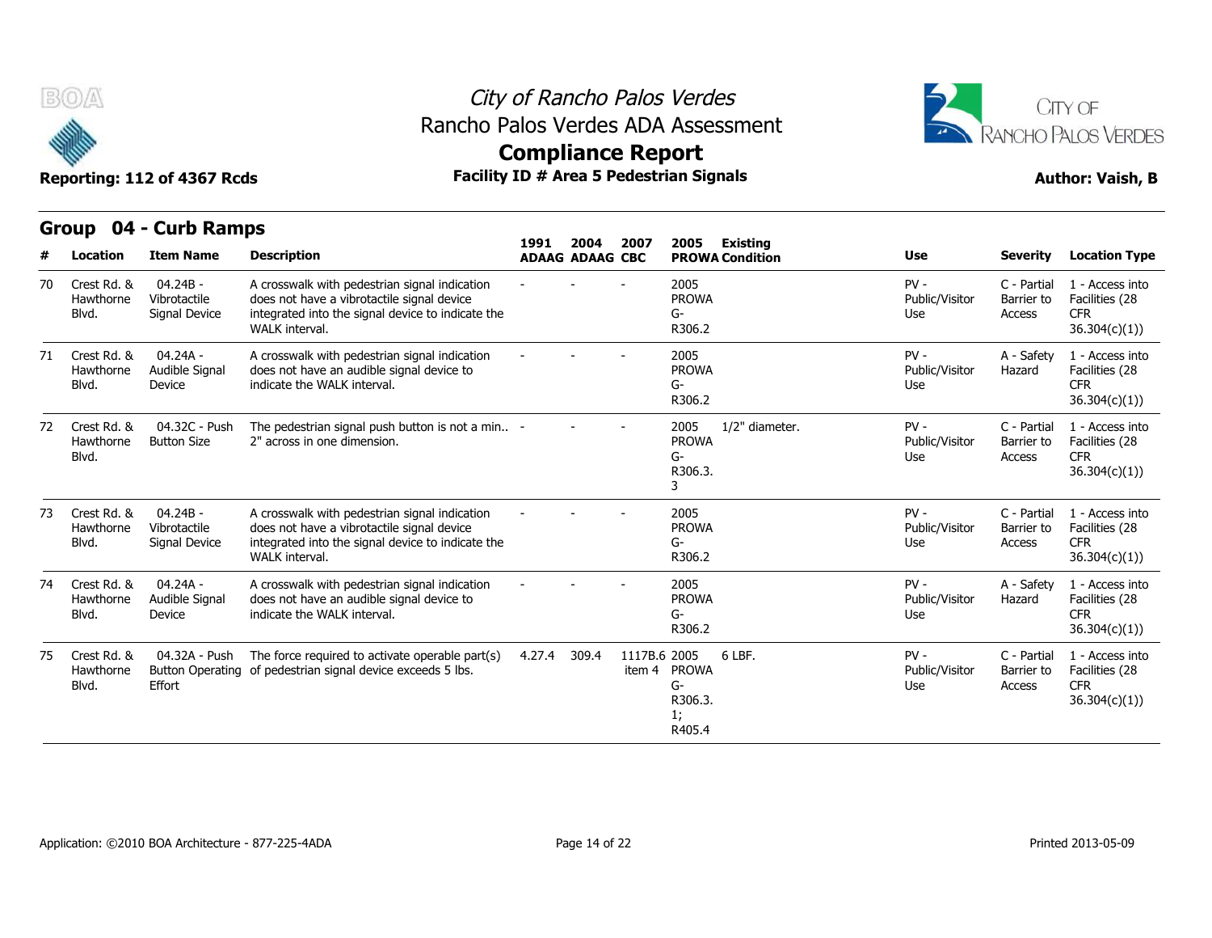# City of Rancho Palos Verdes
## Rancho Palos Verdes ADA Assessment
## Compliance Report

**Reporting: 112 of 4367 Rcds** | **Facility ID # Area 5 Pedestrian Signals** | **Author: Vaish, B**

## Group 04 - Curb Ramps

| # | Location | Item Name | Description | 1991 ADAAG | 2004 ADAAG | 2007 CBC | 2005 PROWA | Existing Condition | Use | Severity | Location Type |
|---|---|---|---|---|---|---|---|---|---|---|---|
| 70 | Crest Rd. & Hawthorne Blvd. | 04.24B - Vibrotactile Signal Device | A crosswalk with pedestrian signal indication does not have a vibrotactile signal device integrated into the signal device to indicate the WALK interval. | - | - | - | 2005 PROWA G-R306.2 | | PV - Public/Visitor Use | C - Partial Barrier to Access | 1 - Access into Facilities (28 CFR 36.304(c)(1)) |
| 71 | Crest Rd. & Hawthorne Blvd. | 04.24A - Audible Signal Device | A crosswalk with pedestrian signal indication does not have an audible signal device to indicate the WALK interval. | - | - | - | 2005 PROWA G-R306.2 | | PV - Public/Visitor Use | A - Safety Hazard | 1 - Access into Facilities (28 CFR 36.304(c)(1)) |
| 72 | Crest Rd. & Hawthorne Blvd. | 04.32C - Push Button Size | The pedestrian signal push button is not a min.. 2" across in one dimension. | - | - | - | 2005 PROWA G-R306.3.3 | 1/2" diameter. | PV - Public/Visitor Use | C - Partial Barrier to Access | 1 - Access into Facilities (28 CFR 36.304(c)(1)) |
| 73 | Crest Rd. & Hawthorne Blvd. | 04.24B - Vibrotactile Signal Device | A crosswalk with pedestrian signal indication does not have a vibrotactile signal device integrated into the signal device to indicate the WALK interval. | - | - | - | 2005 PROWA G-R306.2 | | PV - Public/Visitor Use | C - Partial Barrier to Access | 1 - Access into Facilities (28 CFR 36.304(c)(1)) |
| 74 | Crest Rd. & Hawthorne Blvd. | 04.24A - Audible Signal Device | A crosswalk with pedestrian signal indication does not have an audible signal device to indicate the WALK interval. | - | - | - | 2005 PROWA G-R306.2 | | PV - Public/Visitor Use | A - Safety Hazard | 1 - Access into Facilities (28 CFR 36.304(c)(1)) |
| 75 | Crest Rd. & Hawthorne Blvd. | 04.32A - Push Button Operating Effort | The force required to activate operable part(s) of pedestrian signal device exceeds 5 lbs. | 4.27.4 | 309.4 | 1117B.6 item 4 | 2005 PROWA G-R306.3.1; R405.4 | 6 LBF. | PV - Public/Visitor Use | C - Partial Barrier to Access | 1 - Access into Facilities (28 CFR 36.304(c)(1)) |

Application: ©2010 BOA Architecture - 877-225-4ADA | Printed 2013-05-09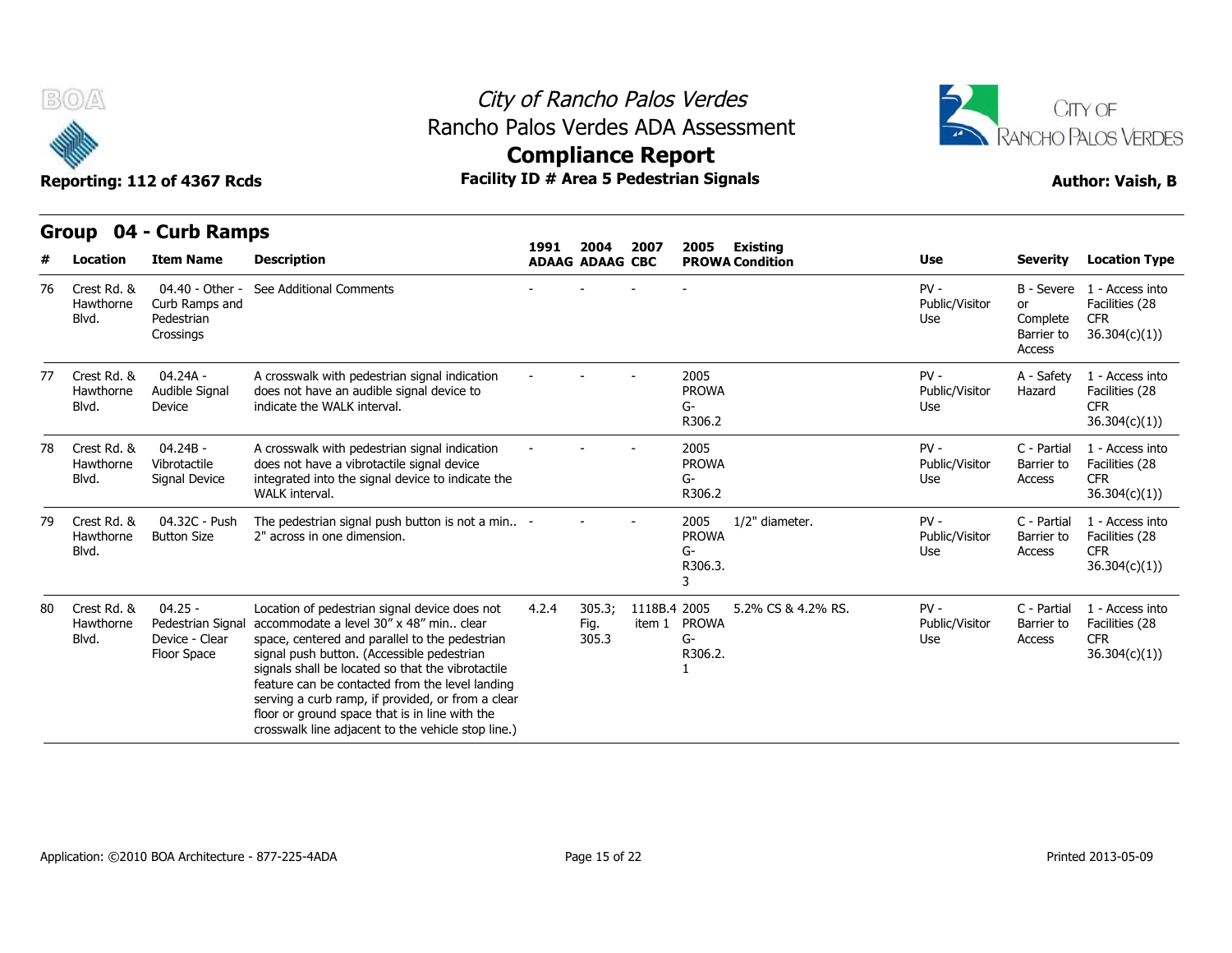# City of Rancho Palos Verdes
## Rancho Palos Verdes ADA Assessment
## Compliance Report

**Reporting: 112 of 4367 Rcds** | **Facility ID # Area 5 Pedestrian Signals** | **Author: Vaish, B**

## Group 04 - Curb Ramps

| # | Location | Item Name | Description | 1991 ADAAG | 2004 ADAAG | 2007 CBC | 2005 PROWA | Existing Condition | Use | Severity | Location Type |
|---|---|---|---|---|---|---|---|---|---|---|---|
| 76 | Crest Rd. & Hawthorne Blvd. | 04.40 - Other - Curb Ramps and Pedestrian Crossings | See Additional Comments | - | - | - | - | | PV - Public/Visitor Use | B - Severe or Complete Barrier to Access | 1 - Access into Facilities (28 CFR 36.304(c)(1)) |
| 77 | Crest Rd. & Hawthorne Blvd. | 04.24A - Audible Signal Device | A crosswalk with pedestrian signal indication does not have an audible signal device to indicate the WALK interval. | - | - | - | 2005 PROWA G-R306.2 | | PV - Public/Visitor Use | A - Safety Hazard | 1 - Access into Facilities (28 CFR 36.304(c)(1)) |
| 78 | Crest Rd. & Hawthorne Blvd. | 04.24B - Vibrotactile Signal Device | A crosswalk with pedestrian signal indication does not have a vibrotactile signal device integrated into the signal device to indicate the WALK interval. | - | - | - | 2005 PROWA G-R306.2 | | PV - Public/Visitor Use | C - Partial Barrier to Access | 1 - Access into Facilities (28 CFR 36.304(c)(1)) |
| 79 | Crest Rd. & Hawthorne Blvd. | 04.32C - Push Button Size | The pedestrian signal push button is not a min.. 2" across in one dimension. | - | - | - | 2005 PROWA G-R306.3.3 | 1/2" diameter. | PV - Public/Visitor Use | C - Partial Barrier to Access | 1 - Access into Facilities (28 CFR 36.304(c)(1)) |
| 80 | Crest Rd. & Hawthorne Blvd. | 04.25 - Pedestrian Signal Device - Clear Floor Space | Location of pedestrian signal device does not accommodate a level 30" x 48" min.. clear space, centered and parallel to the pedestrian signal push button. (Accessible pedestrian signals shall be located so that the vibrotactile feature can be contacted from the level landing serving a curb ramp, if provided, or from a clear floor or ground space that is in line with the crosswalk line adjacent to the vehicle stop line.) | 4.2.4 | 305.3; Fig. 305.3 | 1118B.4 item 1 | 2005 PROWA G-R306.2.1 | 5.2% CS & 4.2% RS. | PV - Public/Visitor Use | C - Partial Barrier to Access | 1 - Access into Facilities (28 CFR 36.304(c)(1)) |

Application: ©2010 BOA Architecture - 877-225-4ADA | Printed 2013-05-09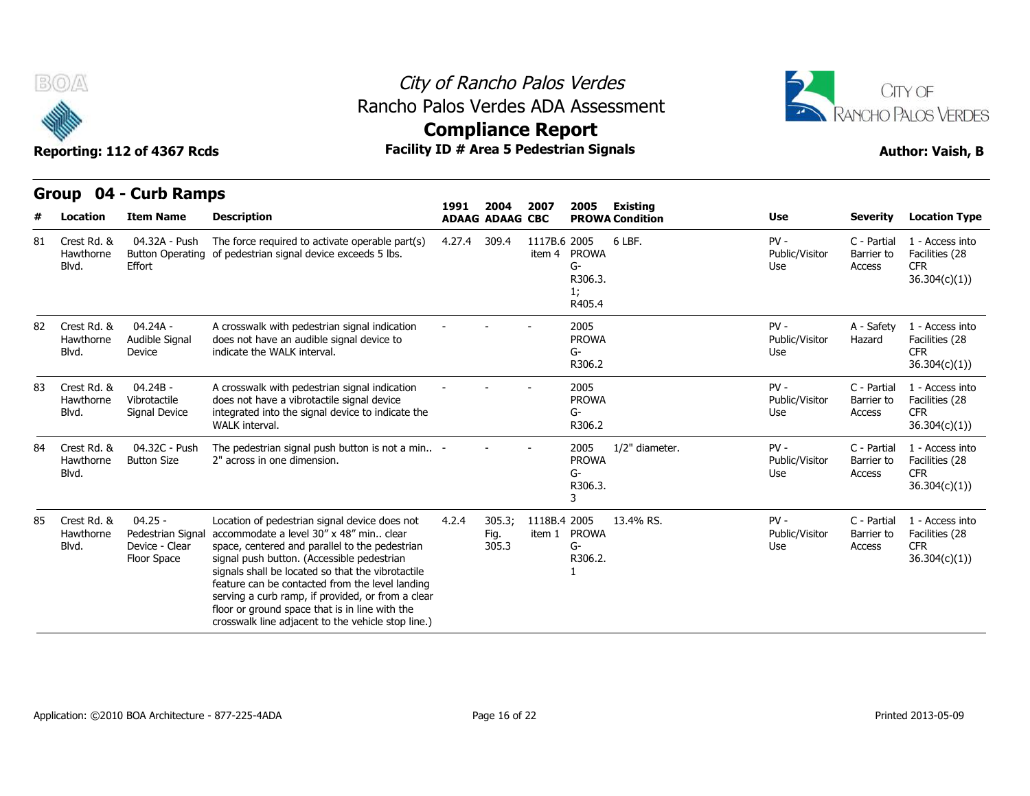City of Rancho Palos Verdes
Rancho Palos Verdes ADA Assessment
**Compliance Report**
**Facility ID # Area 5 Pedestrian Signals**

Reporting: 112 of 4367 Rcds

Author: Vaish, B

## Group 04 - Curb Ramps

| # | Location | Item Name | Description | 1991 ADAAG | 2004 ADAAG | 2007 CBC | 2005 PROWA | Existing Condition | Use | Severity | Location Type |
|---|---|---|---|---|---|---|---|---|---|---|---|
| 81 | Crest Rd. & Hawthorne Blvd. | 04.32A - Push Button Operating Effort | The force required to activate operable part(s) of pedestrian signal device exceeds 5 lbs. | 4.27.4 | 309.4 | 1117B.6 item 4 | 2005 PROWA G-R306.3.1; R405.4 | 6 LBF. | PV - Public/Visitor Use | C - Partial Barrier to Access | 1 - Access into Facilities (28 CFR 36.304(c)(1)) |
| 82 | Crest Rd. & Hawthorne Blvd. | 04.24A - Audible Signal Device | A crosswalk with pedestrian signal indication does not have an audible signal device to indicate the WALK interval. | - | - | - | 2005 PROWA G-R306.2 | | PV - Public/Visitor Use | A - Safety Hazard | 1 - Access into Facilities (28 CFR 36.304(c)(1)) |
| 83 | Crest Rd. & Hawthorne Blvd. | 04.24B - Vibrotactile Signal Device | A crosswalk with pedestrian signal indication does not have a vibrotactile signal device integrated into the signal device to indicate the WALK interval. | - | - | - | 2005 PROWA G-R306.2 | | PV - Public/Visitor Use | C - Partial Barrier to Access | 1 - Access into Facilities (28 CFR 36.304(c)(1)) |
| 84 | Crest Rd. & Hawthorne Blvd. | 04.32C - Push Button Size | The pedestrian signal push button is not a min.. 2" across in one dimension. | - | - | - | 2005 PROWA G-R306.3.3 | 1/2" diameter. | PV - Public/Visitor Use | C - Partial Barrier to Access | 1 - Access into Facilities (28 CFR 36.304(c)(1)) |
| 85 | Crest Rd. & Hawthorne Blvd. | 04.25 - Pedestrian Signal Device - Clear Floor Space | Location of pedestrian signal device does not accommodate a level 30" x 48" min.. clear space, centered and parallel to the pedestrian signal push button. (Accessible pedestrian signals shall be located so that the vibrotactile feature can be contacted from the level landing serving a curb ramp, if provided, or from a clear floor or ground space that is in line with the crosswalk line adjacent to the vehicle stop line.) | 4.2.4 | 305.3; Fig. 305.3 | 1118B.4 item 1 | 2005 PROWA G-R306.2.1 | 13.4% RS. | PV - Public/Visitor Use | C - Partial Barrier to Access | 1 - Access into Facilities (28 CFR 36.304(c)(1)) |

Application: ©2010 BOA Architecture - 877-225-4ADA

Printed 2013-05-09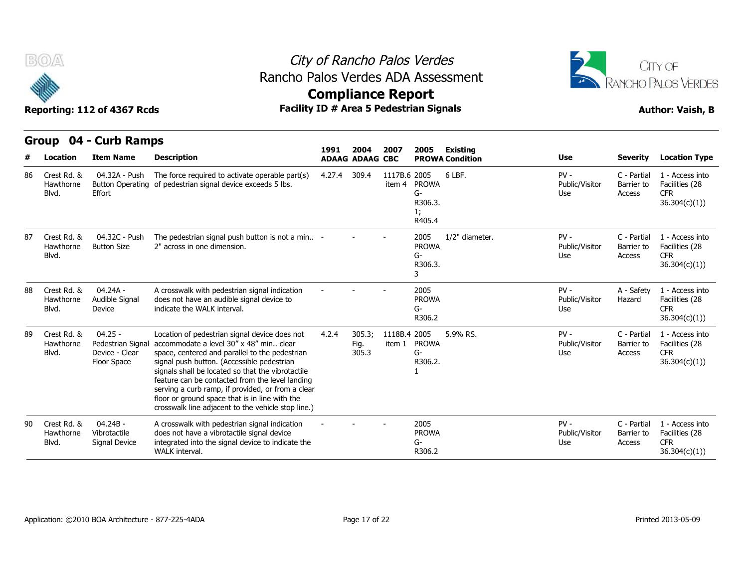# City of Rancho Palos Verdes
## Rancho Palos Verdes ADA Assessment
## Compliance Report

**Reporting: 112 of 4367 Rcds** | **Facility ID # Area 5 Pedestrian Signals** | **Author: Vaish, B**

### Group 04 - Curb Ramps

| # | Location | Item Name | Description | 1991 ADAAG | 2004 ADAAG | 2007 CBC | 2005 PROWA | Existing Condition | Use | Severity | Location Type |
|---|---|---|---|---|---|---|---|---|---|---|---|
| 86 | Crest Rd. & Hawthorne Blvd. | 04.32A - Push Button Operating Effort | The force required to activate operable part(s) of pedestrian signal device exceeds 5 lbs. | 4.27.4 | 309.4 | 1117B.6 item 4 | 2005 PROWA G-R306.3.1; R405.4 | 6 LBF. | PV - Public/Visitor Use | C - Partial Barrier to Access | 1 - Access into Facilities (28 CFR 36.304(c)(1)) |
| 87 | Crest Rd. & Hawthorne Blvd. | 04.32C - Push Button Size | The pedestrian signal push button is not a min.. 2" across in one dimension. | - | - | - | 2005 PROWA G-R306.3.3 | 1/2" diameter. | PV - Public/Visitor Use | C - Partial Barrier to Access | 1 - Access into Facilities (28 CFR 36.304(c)(1)) |
| 88 | Crest Rd. & Hawthorne Blvd. | 04.24A - Audible Signal Device | A crosswalk with pedestrian signal indication does not have an audible signal device to indicate the WALK interval. | - | - | - | 2005 PROWA G-R306.2 | | PV - Public/Visitor Use | A - Safety Hazard | 1 - Access into Facilities (28 CFR 36.304(c)(1)) |
| 89 | Crest Rd. & Hawthorne Blvd. | 04.25 - Pedestrian Signal Device - Clear Floor Space | Location of pedestrian signal device does not accommodate a level 30" x 48" min.. clear space, centered and parallel to the pedestrian signal push button. (Accessible pedestrian signals shall be located so that the vibrotactile feature can be contacted from the level landing serving a curb ramp, if provided, or from a clear floor or ground space that is in line with the crosswalk line adjacent to the vehicle stop line.) | 4.2.4 | 305.3; Fig. 305.3 | 1118B.4 item 1 | 2005 PROWA G-R306.2.1 | 5.9% RS. | PV - Public/Visitor Use | C - Partial Barrier to Access | 1 - Access into Facilities (28 CFR 36.304(c)(1)) |
| 90 | Crest Rd. & Hawthorne Blvd. | 04.24B - Vibrotactile Signal Device | A crosswalk with pedestrian signal indication does not have a vibrotactile signal device integrated into the signal device to indicate the WALK interval. | - | - | - | 2005 PROWA G-R306.2 | | PV - Public/Visitor Use | C - Partial Barrier to Access | 1 - Access into Facilities (28 CFR 36.304(c)(1)) |

Application: ©2010 BOA Architecture - 877-225-4ADA | Printed 2013-05-09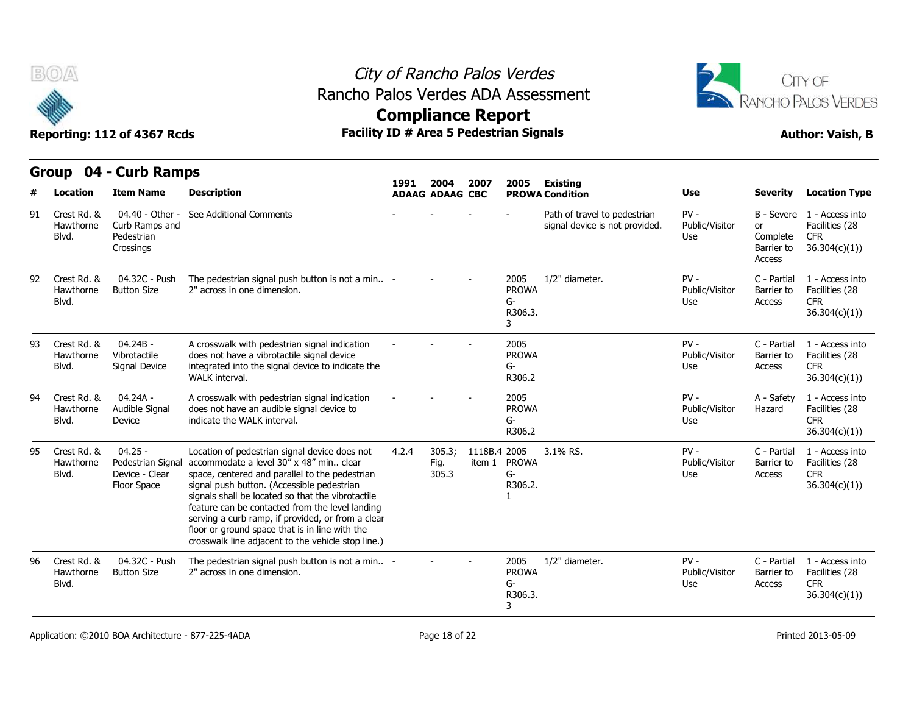City of Rancho Palos Verdes
Rancho Palos Verdes ADA Assessment
**Compliance Report**
**Facility ID # Area 5 Pedestrian Signals**

**Reporting: 112 of 4367 Rcds** **Author: Vaish, B**

## Group 04 - Curb Ramps

| # | Location | Item Name | Description | 1991 ADAAG | 2004 ADAAG | 2007 CBC | 2005 PROWA | Existing Condition | Use | Severity | Location Type |
|---|---|---|---|---|---|---|---|---|---|---|---|
| 91 | Crest Rd. & Hawthorne Blvd. | 04.40 - Other - Curb Ramps and Pedestrian Crossings | See Additional Comments | - | - | - | - | Path of travel to pedestrian signal device is not provided. | PV - Public/Visitor Use | B - Severe or Complete Barrier to Access | 1 - Access into Facilities (28 CFR 36.304(c)(1)) |
| 92 | Crest Rd. & Hawthorne Blvd. | 04.32C - Push Button Size | The pedestrian signal push button is not a min.. 2" across in one dimension. | - | - | - | 2005 PROWA G-R306.3.3 | 1/2" diameter. | PV - Public/Visitor Use | C - Partial Barrier to Access | 1 - Access into Facilities (28 CFR 36.304(c)(1)) |
| 93 | Crest Rd. & Hawthorne Blvd. | 04.24B - Vibrotactile Signal Device | A crosswalk with pedestrian signal indication does not have a vibrotactile signal device integrated into the signal device to indicate the WALK interval. | - | - | - | 2005 PROWA G-R306.2 | | PV - Public/Visitor Use | C - Partial Barrier to Access | 1 - Access into Facilities (28 CFR 36.304(c)(1)) |
| 94 | Crest Rd. & Hawthorne Blvd. | 04.24A - Audible Signal Device | A crosswalk with pedestrian signal indication does not have an audible signal device to indicate the WALK interval. | - | - | - | 2005 PROWA G-R306.2 | | PV - Public/Visitor Use | A - Safety Hazard | 1 - Access into Facilities (28 CFR 36.304(c)(1)) |
| 95 | Crest Rd. & Hawthorne Blvd. | 04.25 - Pedestrian Signal Device - Clear Floor Space | Location of pedestrian signal device does not accommodate a level 30" x 48" min.. clear space, centered and parallel to the pedestrian signal push button. (Accessible pedestrian signals shall be located so that the vibrotactile feature can be contacted from the level landing serving a curb ramp, if provided, or from a clear floor or ground space that is in line with the crosswalk line adjacent to the vehicle stop line.) | 4.2.4 | 305.3; Fig. 305.3 | 1118B.4 item 1 | 2005 PROWA G-R306.2.1 | 3.1% RS. | PV - Public/Visitor Use | C - Partial Barrier to Access | 1 - Access into Facilities (28 CFR 36.304(c)(1)) |
| 96 | Crest Rd. & Hawthorne Blvd. | 04.32C - Push Button Size | The pedestrian signal push button is not a min.. 2" across in one dimension. | - | - | - | 2005 PROWA G-R306.3.3 | 1/2" diameter. | PV - Public/Visitor Use | C - Partial Barrier to Access | 1 - Access into Facilities (28 CFR 36.304(c)(1)) |

Application: ©2010 BOA Architecture - 877-225-4ADA Printed 2013-05-09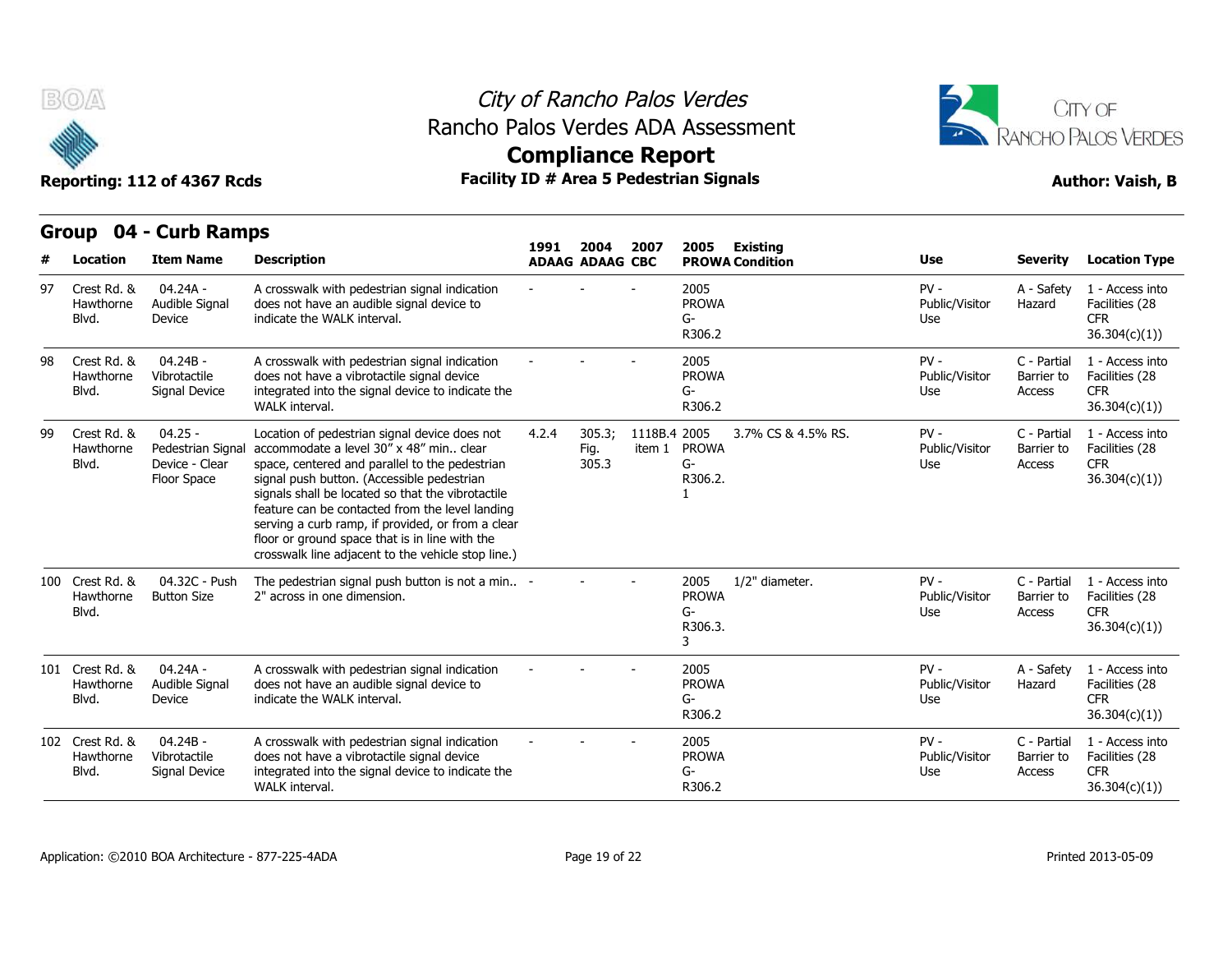# City of Rancho Palos Verdes
## Rancho Palos Verdes ADA Assessment
## Compliance Report

**Reporting: 112 of 4367 Rcds** | **Facility ID # Area 5 Pedestrian Signals** | **Author: Vaish, B**

## Group 04 - Curb Ramps

| # | Location | Item Name | Description | 1991 ADAAG | 2004 ADAAG | 2007 CBC | 2005 PROWA | Existing Condition | Use | Severity | Location Type |
|---|---|---|---|---|---|---|---|---|---|---|---|
| 97 | Crest Rd. & Hawthorne Blvd. | 04.24A - Audible Signal Device | A crosswalk with pedestrian signal indication does not have an audible signal device to indicate the WALK interval. | - | - | - | 2005 PROWA G-R306.2 | | PV - Public/Visitor Use | A - Safety Hazard | 1 - Access into Facilities (28 CFR 36.304(c)(1)) |
| 98 | Crest Rd. & Hawthorne Blvd. | 04.24B - Vibrotactile Signal Device | A crosswalk with pedestrian signal indication does not have a vibrotactile signal device integrated into the signal device to indicate the WALK interval. | - | - | - | 2005 PROWA G-R306.2 | | PV - Public/Visitor Use | C - Partial Barrier to Access | 1 - Access into Facilities (28 CFR 36.304(c)(1)) |
| 99 | Crest Rd. & Hawthorne Blvd. | 04.25 - Pedestrian Signal Device - Clear Floor Space | Location of pedestrian signal device does not accommodate a level 30" x 48" min.. clear space, centered and parallel to the pedestrian signal push button. (Accessible pedestrian signals shall be located so that the vibrotactile feature can be contacted from the level landing serving a curb ramp, if provided, or from a clear floor or ground space that is in line with the crosswalk line adjacent to the vehicle stop line.) | 4.2.4 | 305.3; Fig. 305.3 | 1118B.4 item 1 | 2005 PROWA G-R306.2.1 | 3.7% CS & 4.5% RS. | PV - Public/Visitor Use | C - Partial Barrier to Access | 1 - Access into Facilities (28 CFR 36.304(c)(1)) |
| 100 | Crest Rd. & Hawthorne Blvd. | 04.32C - Push Button Size | The pedestrian signal push button is not a min.. 2" across in one dimension. | - | - | - | 2005 PROWA G-R306.3.3 | 1/2" diameter. | PV - Public/Visitor Use | C - Partial Barrier to Access | 1 - Access into Facilities (28 CFR 36.304(c)(1)) |
| 101 | Crest Rd. & Hawthorne Blvd. | 04.24A - Audible Signal Device | A crosswalk with pedestrian signal indication does not have an audible signal device to indicate the WALK interval. | - | - | - | 2005 PROWA G-R306.2 | | PV - Public/Visitor Use | A - Safety Hazard | 1 - Access into Facilities (28 CFR 36.304(c)(1)) |
| 102 | Crest Rd. & Hawthorne Blvd. | 04.24B - Vibrotactile Signal Device | A crosswalk with pedestrian signal indication does not have a vibrotactile signal device integrated into the signal device to indicate the WALK interval. | - | - | - | 2005 PROWA G-R306.2 | | PV - Public/Visitor Use | C - Partial Barrier to Access | 1 - Access into Facilities (28 CFR 36.304(c)(1)) |

Application: ©2010 BOA Architecture - 877-225-4ADA | Printed 2013-05-09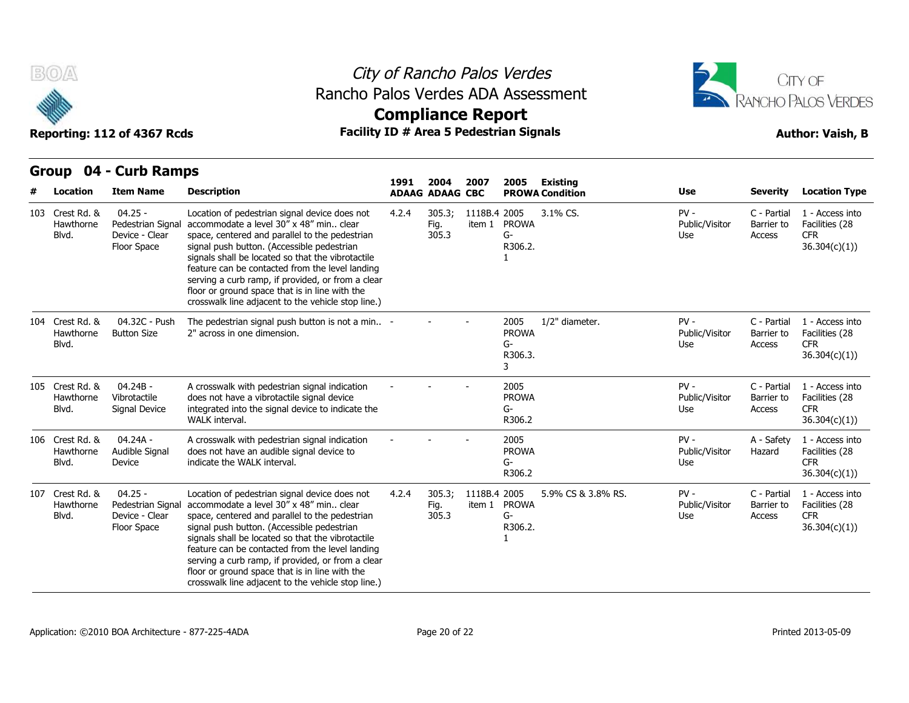City of Rancho Palos Verdes
Rancho Palos Verdes ADA Assessment
**Compliance Report**

**Reporting: 112 of 4367 Rcds** | **Facility ID # Area 5 Pedestrian Signals** | **Author: Vaish, B**

## Group 04 - Curb Ramps

| # | Location | Item Name | Description | 1991 ADAAG | 2004 ADAAG | 2007 CBC | 2005 PROWA | Existing Condition | Use | Severity | Location Type |
|---|---|---|---|---|---|---|---|---|---|---|---|
| 103 | Crest Rd. & Hawthorne Blvd. | 04.25 - Pedestrian Signal Device - Clear Floor Space | Location of pedestrian signal device does not accommodate a level 30" x 48" min.. clear space, centered and parallel to the pedestrian signal push button. (Accessible pedestrian signals shall be located so that the vibrotactile feature can be contacted from the level landing serving a curb ramp, if provided, or from a clear floor or ground space that is in line with the crosswalk line adjacent to the vehicle stop line.) | 4.2.4 | 305.3; Fig. 305.3 | 1118B.4 item 1 | 2005 PROWA G-R306.2.1 | 3.1% CS. | PV - Public/Visitor Use | C - Partial Barrier to Access | 1 - Access into Facilities (28 CFR 36.304(c)(1)) |
| 104 | Crest Rd. & Hawthorne Blvd. | 04.32C - Push Button Size | The pedestrian signal push button is not a min.. 2" across in one dimension. | - | - | - | 2005 PROWA G-R306.3.3 | 1/2" diameter. | PV - Public/Visitor Use | C - Partial Barrier to Access | 1 - Access into Facilities (28 CFR 36.304(c)(1)) |
| 105 | Crest Rd. & Hawthorne Blvd. | 04.24B - Vibrotactile Signal Device | A crosswalk with pedestrian signal indication does not have a vibrotactile signal device integrated into the signal device to indicate the WALK interval. | - | - | - | 2005 PROWA G-R306.2 | | PV - Public/Visitor Use | C - Partial Barrier to Access | 1 - Access into Facilities (28 CFR 36.304(c)(1)) |
| 106 | Crest Rd. & Hawthorne Blvd. | 04.24A - Audible Signal Device | A crosswalk with pedestrian signal indication does not have an audible signal device to indicate the WALK interval. | - | - | - | 2005 PROWA G-R306.2 | | PV - Public/Visitor Use | A - Safety Hazard | 1 - Access into Facilities (28 CFR 36.304(c)(1)) |
| 107 | Crest Rd. & Hawthorne Blvd. | 04.25 - Pedestrian Signal Device - Clear Floor Space | Location of pedestrian signal device does not accommodate a level 30" x 48" min.. clear space, centered and parallel to the pedestrian signal push button. (Accessible pedestrian signals shall be located so that the vibrotactile feature can be contacted from the level landing serving a curb ramp, if provided, or from a clear floor or ground space that is in line with the crosswalk line adjacent to the vehicle stop line.) | 4.2.4 | 305.3; Fig. 305.3 | 1118B.4 item 1 | 2005 PROWA G-R306.2.1 | 5.9% CS & 3.8% RS. | PV - Public/Visitor Use | C - Partial Barrier to Access | 1 - Access into Facilities (28 CFR 36.304(c)(1)) |

Application: ©2010 BOA Architecture - 877-225-4ADA | Printed 2013-05-09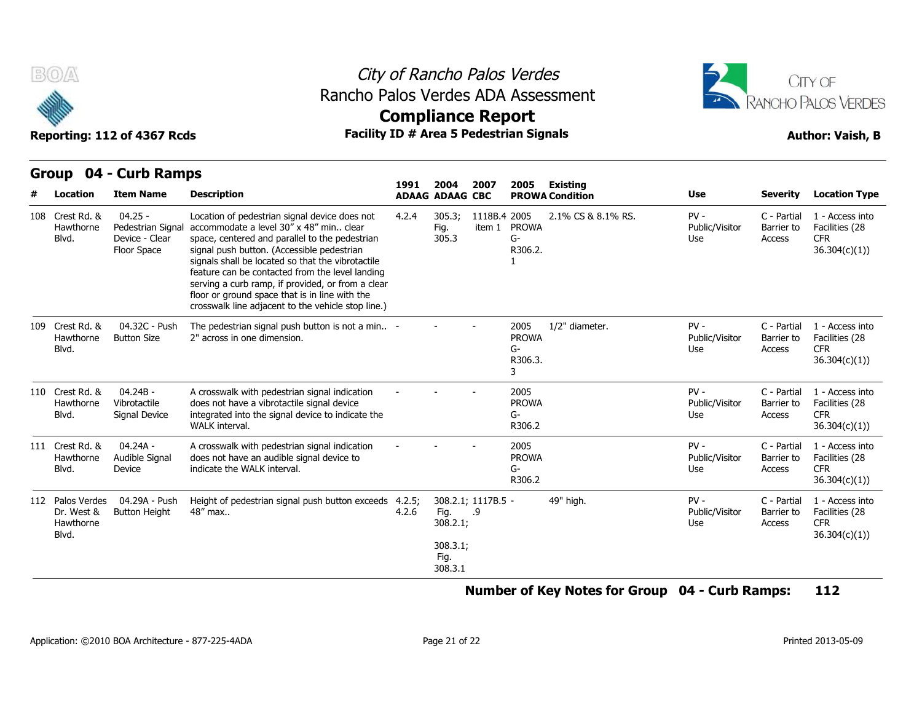# City of Rancho Palos Verdes
## Rancho Palos Verdes ADA Assessment
## Compliance Report

**Reporting: 112 of 4367 Rcds** | **Facility ID # Area 5 Pedestrian Signals** | **Author: Vaish, B**

## Group 04 - Curb Ramps

| # | Location | Item Name | Description | 1991 ADAAG | 2004 ADAAG | 2007 CBC | 2005 PROWA | Existing Condition | Use | Severity | Location Type |
|---|---|---|---|---|---|---|---|---|---|---|---|
| 108 | Crest Rd. & Hawthorne Blvd. | 04.25 - Pedestrian Signal Device - Clear Floor Space | Location of pedestrian signal device does not accommodate a level 30" x 48" min.. clear space, centered and parallel to the pedestrian signal push button. (Accessible pedestrian signals shall be located so that the vibrotactile feature can be contacted from the level landing serving a curb ramp, if provided, or from a clear floor or ground space that is in line with the crosswalk line adjacent to the vehicle stop line.) | 4.2.4 | 305.3; Fig. 305.3 | 1118B.4 item 1 | 2005 PROWA G-R306.2.1 | 2.1% CS & 8.1% RS. | PV - Public/Visitor Use | C - Partial Barrier to Access | 1 - Access into Facilities (28 CFR 36.304(c)(1)) |
| 109 | Crest Rd. & Hawthorne Blvd. | 04.32C - Push Button Size | The pedestrian signal push button is not a min.. 2" across in one dimension. | - | - | - | 2005 PROWA G-R306.3.3 | 1/2" diameter. | PV - Public/Visitor Use | C - Partial Barrier to Access | 1 - Access into Facilities (28 CFR 36.304(c)(1)) |
| 110 | Crest Rd. & Hawthorne Blvd. | 04.24B - Vibrotactile Signal Device | A crosswalk with pedestrian signal indication does not have a vibrotactile signal device integrated into the signal device to indicate the WALK interval. | - | - | - | 2005 PROWA G-R306.2 | | PV - Public/Visitor Use | C - Partial Barrier to Access | 1 - Access into Facilities (28 CFR 36.304(c)(1)) |
| 111 | Crest Rd. & Hawthorne Blvd. | 04.24A - Audible Signal Device | A crosswalk with pedestrian signal indication does not have an audible signal device to indicate the WALK interval. | - | - | - | 2005 PROWA G-R306.2 | | PV - Public/Visitor Use | C - Partial Barrier to Access | 1 - Access into Facilities (28 CFR 36.304(c)(1)) |
| 112 | Palos Verdes Dr. West & Hawthorne Blvd. | 04.29A - Push Button Height | Height of pedestrian signal push button exceeds 48" max.. | 4.2.5; 4.2.6 | 308.2.1; Fig. 308.2.1; 308.3.1; Fig. 308.3.1 | 1117B.5.9 | - | 49" high. | PV - Public/Visitor Use | C - Partial Barrier to Access | 1 - Access into Facilities (28 CFR 36.304(c)(1)) |

**Number of Key Notes for Group 04 - Curb Ramps: 112**

Application: ©2010 BOA Architecture - 877-225-4ADA | Printed 2013-05-09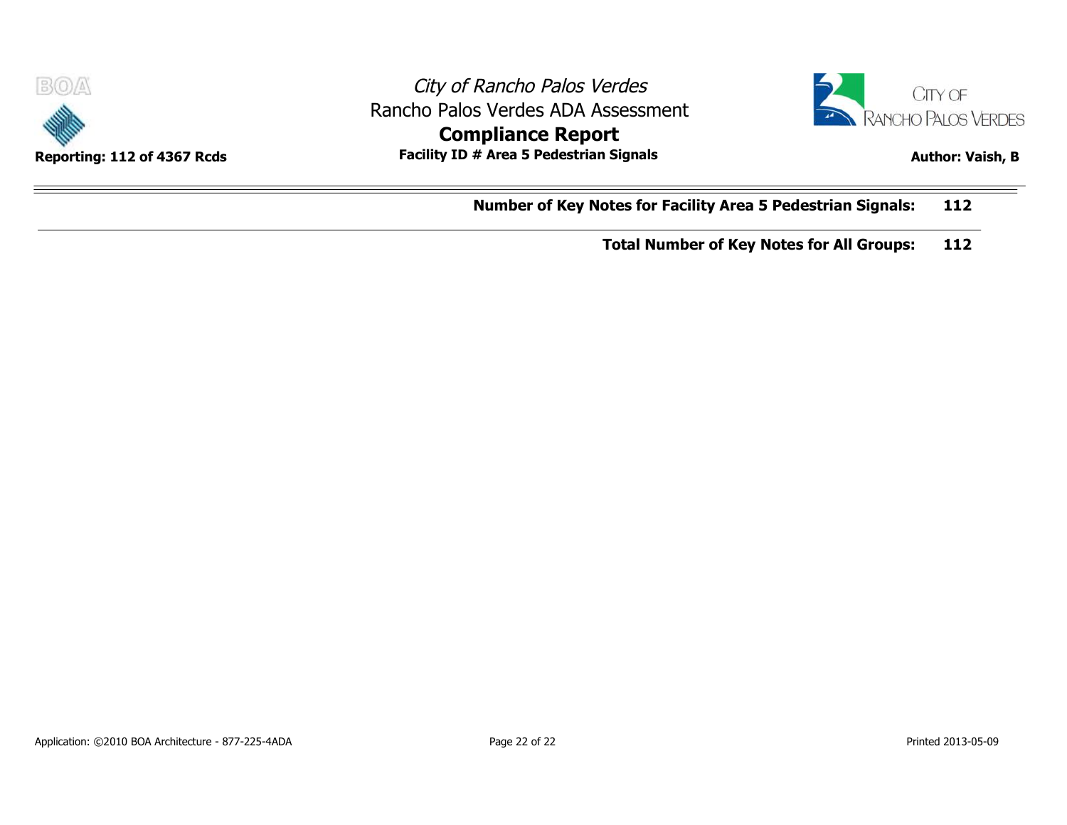**Number of Key Notes for Facility Area 5 Pedestrian Signals: 112**

**Total Number of Key Notes for All Groups: 112**